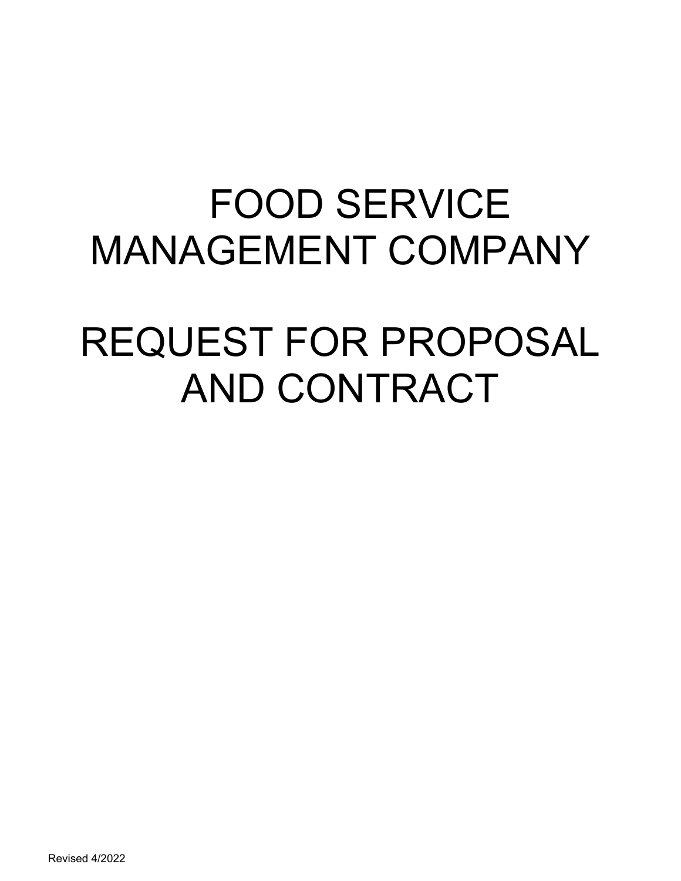# FOOD SERVICE MANAGEMENT COMPANY

# REQUEST FOR PROPOSAL AND CONTRACT

Revised 4/2022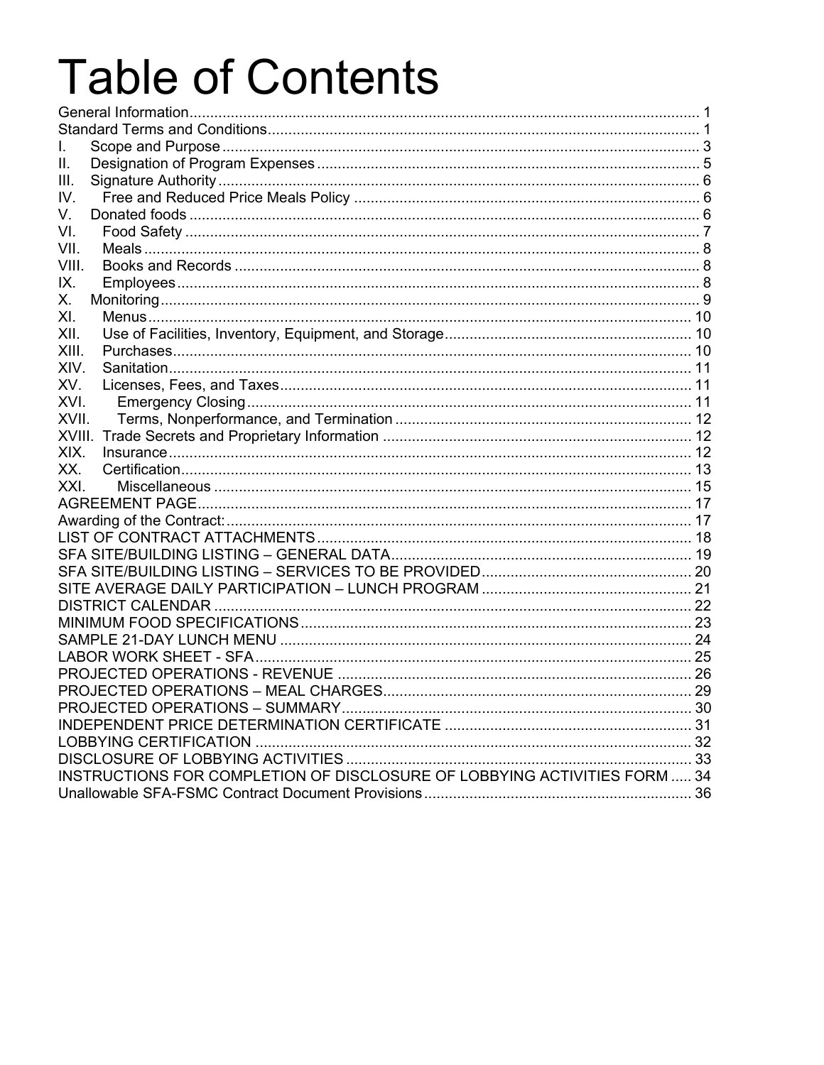# Table of Contents

General Information ........ 1
Standard Terms and Conditions ........ 1
I. Scope and Purpose ........ 3
II. Designation of Program Expenses ........ 5
III. Signature Authority ........ 6
IV. Free and Reduced Price Meals Policy ........ 6
V. Donated foods ........ 6
VI. Food Safety ........ 7
VII. Meals ........ 8
VIII. Books and Records ........ 8
IX. Employees ........ 8
X. Monitoring ........ 9
XI. Menus ........ 10
XII. Use of Facilities, Inventory, Equipment, and Storage ........ 10
XIII. Purchases ........ 10
XIV. Sanitation ........ 11
XV. Licenses, Fees, and Taxes ........ 11
XVI. Emergency Closing ........ 11
XVII. Terms, Nonperformance, and Termination ........ 12
XVIII. Trade Secrets and Proprietary Information ........ 12
XIX. Insurance ........ 12
XX. Certification ........ 13
XXI. Miscellaneous ........ 15
AGREEMENT PAGE ........ 17
Awarding of the Contract: ........ 17
LIST OF CONTRACT ATTACHMENTS ........ 18
SFA SITE/BUILDING LISTING – GENERAL DATA ........ 19
SFA SITE/BUILDING LISTING – SERVICES TO BE PROVIDED ........ 20
SITE AVERAGE DAILY PARTICIPATION – LUNCH PROGRAM ........ 21
DISTRICT CALENDAR ........ 22
MINIMUM FOOD SPECIFICATIONS ........ 23
SAMPLE 21-DAY LUNCH MENU ........ 24
LABOR WORK SHEET - SFA ........ 25
PROJECTED OPERATIONS - REVENUE ........ 26
PROJECTED OPERATIONS – MEAL CHARGES ........ 29
PROJECTED OPERATIONS – SUMMARY ........ 30
INDEPENDENT PRICE DETERMINATION CERTIFICATE ........ 31
LOBBYING CERTIFICATION ........ 32
DISCLOSURE OF LOBBYING ACTIVITIES ........ 33
INSTRUCTIONS FOR COMPLETION OF DISCLOSURE OF LOBBYING ACTIVITIES FORM ........ 34
Unallowable SFA-FSMC Contract Document Provisions ........ 36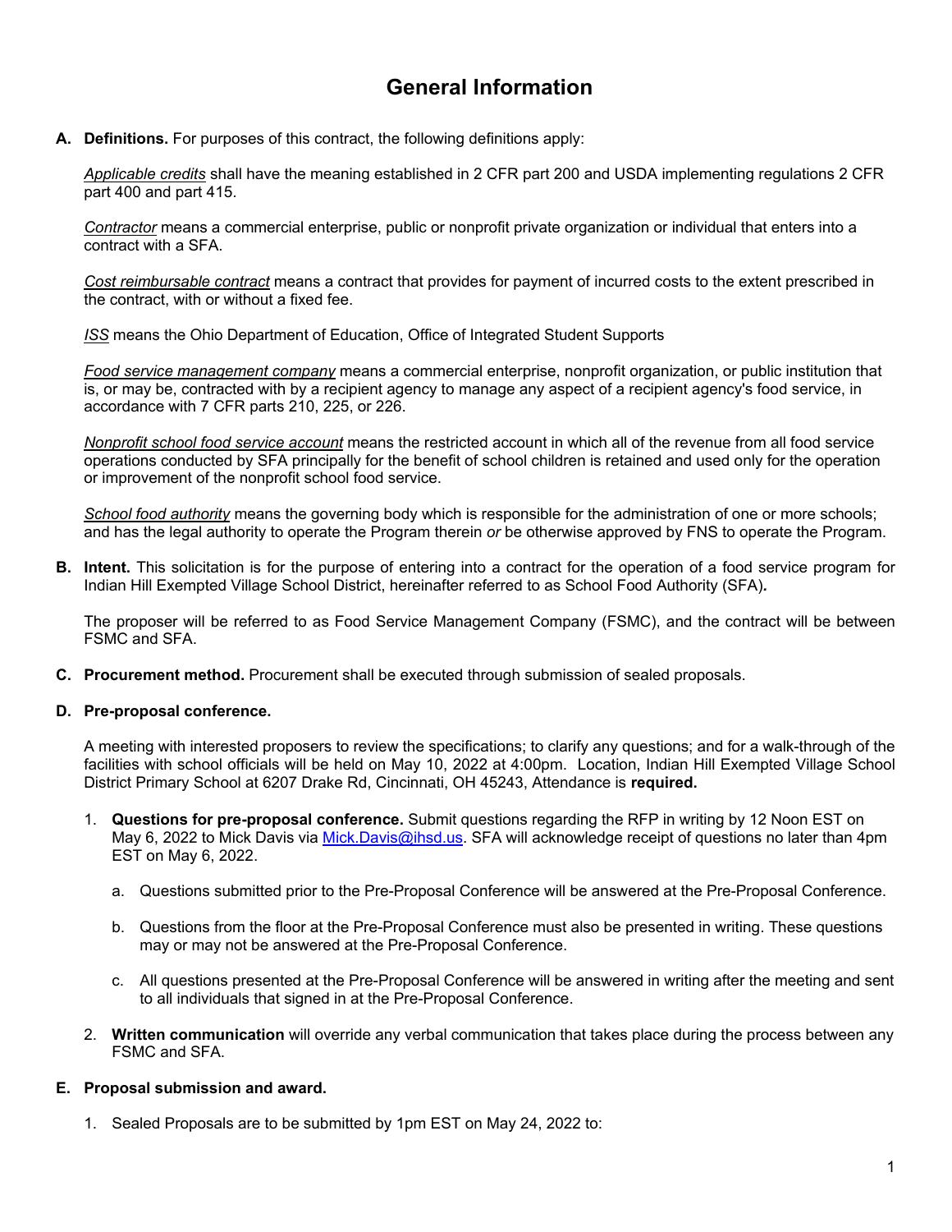# General Information

**A. Definitions.** For purposes of this contract, the following definitions apply:

*Applicable credits* shall have the meaning established in 2 CFR part 200 and USDA implementing regulations 2 CFR part 400 and part 415.

*Contractor* means a commercial enterprise, public or nonprofit private organization or individual that enters into a contract with a SFA.

*Cost reimbursable contract* means a contract that provides for payment of incurred costs to the extent prescribed in the contract, with or without a fixed fee.

*ISS* means the Ohio Department of Education, Office of Integrated Student Supports

*Food service management company* means a commercial enterprise, nonprofit organization, or public institution that is, or may be, contracted with by a recipient agency to manage any aspect of a recipient agency's food service, in accordance with 7 CFR parts 210, 225, or 226.

*Nonprofit school food service account* means the restricted account in which all of the revenue from all food service operations conducted by SFA principally for the benefit of school children is retained and used only for the operation or improvement of the nonprofit school food service.

*School food authority* means the governing body which is responsible for the administration of one or more schools; and has the legal authority to operate the Program therein *or* be otherwise approved by FNS to operate the Program.

**B. Intent.** This solicitation is for the purpose of entering into a contract for the operation of a food service program for Indian Hill Exempted Village School District, hereinafter referred to as School Food Authority (SFA)*.*

The proposer will be referred to as Food Service Management Company (FSMC), and the contract will be between FSMC and SFA.

**C. Procurement method.** Procurement shall be executed through submission of sealed proposals.

**D. Pre-proposal conference.**

A meeting with interested proposers to review the specifications; to clarify any questions; and for a walk-through of the facilities with school officials will be held on May 10, 2022 at 4:00pm. Location, Indian Hill Exempted Village School District Primary School at 6207 Drake Rd, Cincinnati, OH 45243, Attendance is **required.**

1. **Questions for pre-proposal conference.** Submit questions regarding the RFP in writing by 12 Noon EST on May 6, 2022 to Mick Davis via Mick.Davis@ihsd.us. SFA will acknowledge receipt of questions no later than 4pm EST on May 6, 2022.
   a. Questions submitted prior to the Pre-Proposal Conference will be answered at the Pre-Proposal Conference.
   b. Questions from the floor at the Pre-Proposal Conference must also be presented in writing. These questions may or may not be answered at the Pre-Proposal Conference.
   c. All questions presented at the Pre-Proposal Conference will be answered in writing after the meeting and sent to all individuals that signed in at the Pre-Proposal Conference.
2. **Written communication** will override any verbal communication that takes place during the process between any FSMC and SFA.

**E. Proposal submission and award.**

1. Sealed Proposals are to be submitted by 1pm EST on May 24, 2022 to: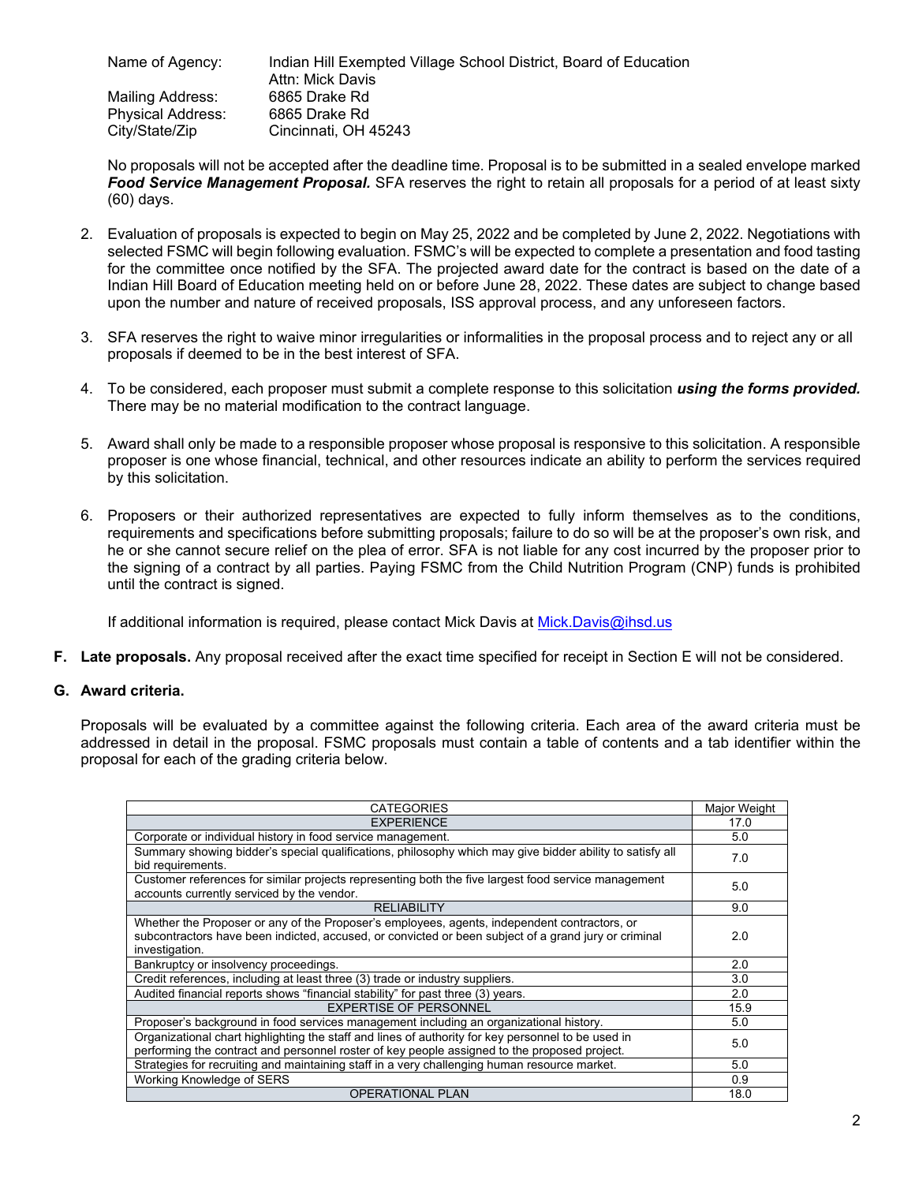| | |
|---|---|
| Name of Agency: | Indian Hill Exempted Village School District, Board of Education |
| | Attn: Mick Davis |
| Mailing Address: | 6865 Drake Rd |
| Physical Address: | 6865 Drake Rd |
| City/State/Zip | Cincinnati, OH 45243 |

No proposals will not be accepted after the deadline time. Proposal is to be submitted in a sealed envelope marked ***Food Service Management Proposal.*** SFA reserves the right to retain all proposals for a period of at least sixty (60) days.

2. Evaluation of proposals is expected to begin on May 25, 2022 and be completed by June 2, 2022. Negotiations with selected FSMC will begin following evaluation. FSMC's will be expected to complete a presentation and food tasting for the committee once notified by the SFA. The projected award date for the contract is based on the date of a Indian Hill Board of Education meeting held on or before June 28, 2022. These dates are subject to change based upon the number and nature of received proposals, ISS approval process, and any unforeseen factors.

3. SFA reserves the right to waive minor irregularities or informalities in the proposal process and to reject any or all proposals if deemed to be in the best interest of SFA.

4. To be considered, each proposer must submit a complete response to this solicitation ***using the forms provided.*** There may be no material modification to the contract language.

5. Award shall only be made to a responsible proposer whose proposal is responsive to this solicitation. A responsible proposer is one whose financial, technical, and other resources indicate an ability to perform the services required by this solicitation.

6. Proposers or their authorized representatives are expected to fully inform themselves as to the conditions, requirements and specifications before submitting proposals; failure to do so will be at the proposer's own risk, and he or she cannot secure relief on the plea of error. SFA is not liable for any cost incurred by the proposer prior to the signing of a contract by all parties. Paying FSMC from the Child Nutrition Program (CNP) funds is prohibited until the contract is signed.

If additional information is required, please contact Mick Davis at Mick.Davis@ihsd.us

**F. Late proposals.** Any proposal received after the exact time specified for receipt in Section E will not be considered.

**G. Award criteria.**

Proposals will be evaluated by a committee against the following criteria. Each area of the award criteria must be addressed in detail in the proposal. FSMC proposals must contain a table of contents and a tab identifier within the proposal for each of the grading criteria below.

| CATEGORIES | Major Weight |
|---|---|
| EXPERIENCE | 17.0 |
| Corporate or individual history in food service management. | 5.0 |
| Summary showing bidder's special qualifications, philosophy which may give bidder ability to satisfy all bid requirements. | 7.0 |
| Customer references for similar projects representing both the five largest food service management accounts currently serviced by the vendor. | 5.0 |
| RELIABILITY | 9.0 |
| Whether the Proposer or any of the Proposer's employees, agents, independent contractors, or subcontractors have been indicted, accused, or convicted or been subject of a grand jury or criminal investigation. | 2.0 |
| Bankruptcy or insolvency proceedings. | 2.0 |
| Credit references, including at least three (3) trade or industry suppliers. | 3.0 |
| Audited financial reports shows "financial stability" for past three (3) years. | 2.0 |
| EXPERTISE OF PERSONNEL | 15.9 |
| Proposer's background in food services management including an organizational history. | 5.0 |
| Organizational chart highlighting the staff and lines of authority for key personnel to be used in performing the contract and personnel roster of key people assigned to the proposed project. | 5.0 |
| Strategies for recruiting and maintaining staff in a very challenging human resource market. | 5.0 |
| Working Knowledge of SERS | 0.9 |
| OPERATIONAL PLAN | 18.0 |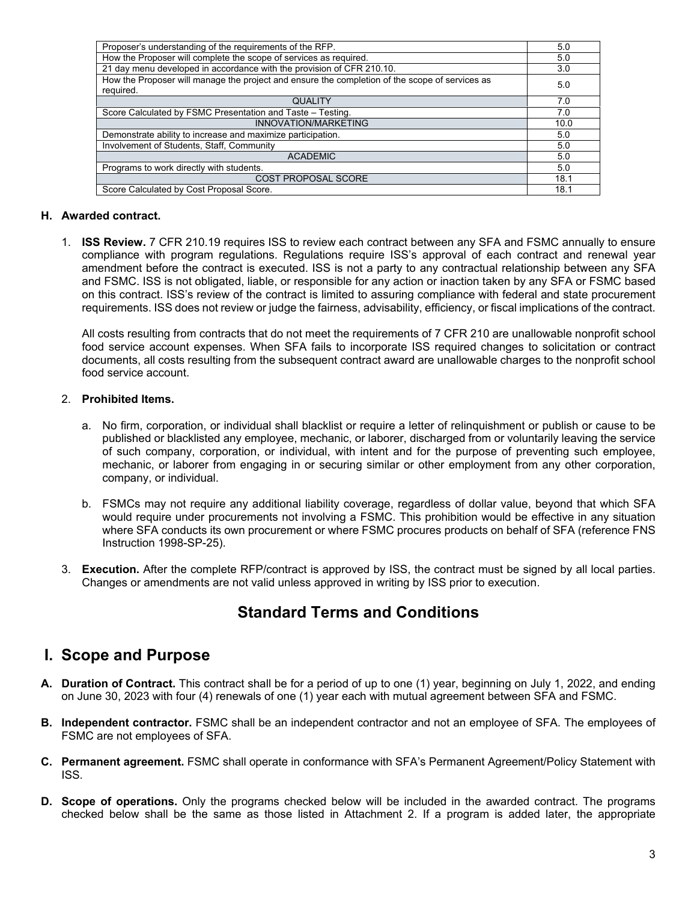| | |
|---|---|
| Proposer's understanding of the requirements of the RFP. | 5.0 |
| How the Proposer will complete the scope of services as required. | 5.0 |
| 21 day menu developed in accordance with the provision of CFR 210.10. | 3.0 |
| How the Proposer will manage the project and ensure the completion of the scope of services as required. | 5.0 |
| QUALITY | 7.0 |
| Score Calculated by FSMC Presentation and Taste – Testing. | 7.0 |
| INNOVATION/MARKETING | 10.0 |
| Demonstrate ability to increase and maximize participation. | 5.0 |
| Involvement of Students, Staff, Community | 5.0 |
| ACADEMIC | 5.0 |
| Programs to work directly with students. | 5.0 |
| COST PROPOSAL SCORE | 18.1 |
| Score Calculated by Cost Proposal Score. | 18.1 |

**H. Awarded contract.**

1. **ISS Review.** 7 CFR 210.19 requires ISS to review each contract between any SFA and FSMC annually to ensure compliance with program regulations. Regulations require ISS's approval of each contract and renewal year amendment before the contract is executed. ISS is not a party to any contractual relationship between any SFA and FSMC. ISS is not obligated, liable, or responsible for any action or inaction taken by any SFA or FSMC based on this contract. ISS's review of the contract is limited to assuring compliance with federal and state procurement requirements. ISS does not review or judge the fairness, advisability, efficiency, or fiscal implications of the contract.

   All costs resulting from contracts that do not meet the requirements of 7 CFR 210 are unallowable nonprofit school food service account expenses. When SFA fails to incorporate ISS required changes to solicitation or contract documents, all costs resulting from the subsequent contract award are unallowable charges to the nonprofit school food service account.

2. **Prohibited Items.**

   a. No firm, corporation, or individual shall blacklist or require a letter of relinquishment or publish or cause to be published or blacklisted any employee, mechanic, or laborer, discharged from or voluntarily leaving the service of such company, corporation, or individual, with intent and for the purpose of preventing such employee, mechanic, or laborer from engaging in or securing similar or other employment from any other corporation, company, or individual.

   b. FSMCs may not require any additional liability coverage, regardless of dollar value, beyond that which SFA would require under procurements not involving a FSMC. This prohibition would be effective in any situation where SFA conducts its own procurement or where FSMC procures products on behalf of SFA (reference FNS Instruction 1998-SP-25).

3. **Execution.** After the complete RFP/contract is approved by ISS, the contract must be signed by all local parties. Changes or amendments are not valid unless approved in writing by ISS prior to execution.

# Standard Terms and Conditions

## I. Scope and Purpose

**A. Duration of Contract.** This contract shall be for a period of up to one (1) year, beginning on July 1, 2022, and ending on June 30, 2023 with four (4) renewals of one (1) year each with mutual agreement between SFA and FSMC.

**B. Independent contractor.** FSMC shall be an independent contractor and not an employee of SFA. The employees of FSMC are not employees of SFA.

**C. Permanent agreement.** FSMC shall operate in conformance with SFA's Permanent Agreement/Policy Statement with ISS.

**D. Scope of operations.** Only the programs checked below will be included in the awarded contract. The programs checked below shall be the same as those listed in Attachment 2. If a program is added later, the appropriate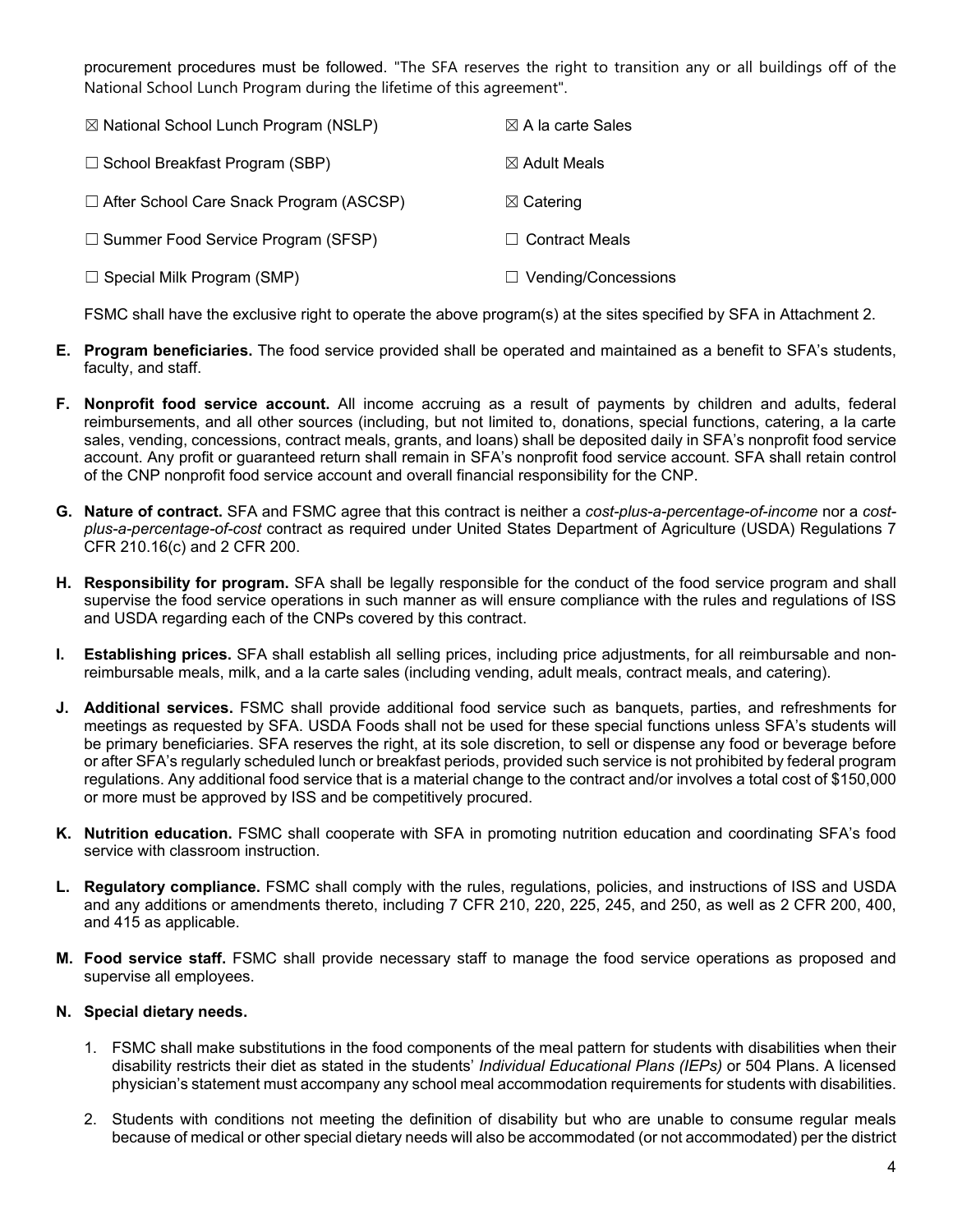procurement procedures must be followed. "The SFA reserves the right to transition any or all buildings off of the National School Lunch Program during the lifetime of this agreement".

| | |
|---|---|
| ☒ National School Lunch Program (NSLP) | ☒ A la carte Sales |
| ☐ School Breakfast Program (SBP) | ☒ Adult Meals |
| ☐ After School Care Snack Program (ASCSP) | ☒ Catering |
| ☐ Summer Food Service Program (SFSP) | ☐ Contract Meals |
| ☐ Special Milk Program (SMP) | ☐ Vending/Concessions |

FSMC shall have the exclusive right to operate the above program(s) at the sites specified by SFA in Attachment 2.

**E. Program beneficiaries.** The food service provided shall be operated and maintained as a benefit to SFA's students, faculty, and staff.

**F. Nonprofit food service account.** All income accruing as a result of payments by children and adults, federal reimbursements, and all other sources (including, but not limited to, donations, special functions, catering, a la carte sales, vending, concessions, contract meals, grants, and loans) shall be deposited daily in SFA's nonprofit food service account. Any profit or guaranteed return shall remain in SFA's nonprofit food service account. SFA shall retain control of the CNP nonprofit food service account and overall financial responsibility for the CNP.

**G. Nature of contract.** SFA and FSMC agree that this contract is neither a *cost-plus-a-percentage-of-income* nor a *cost-plus-a-percentage-of-cost* contract as required under United States Department of Agriculture (USDA) Regulations 7 CFR 210.16(c) and 2 CFR 200.

**H. Responsibility for program.** SFA shall be legally responsible for the conduct of the food service program and shall supervise the food service operations in such manner as will ensure compliance with the rules and regulations of ISS and USDA regarding each of the CNPs covered by this contract.

**I. Establishing prices.** SFA shall establish all selling prices, including price adjustments, for all reimbursable and non-reimbursable meals, milk, and a la carte sales (including vending, adult meals, contract meals, and catering).

**J. Additional services.** FSMC shall provide additional food service such as banquets, parties, and refreshments for meetings as requested by SFA. USDA Foods shall not be used for these special functions unless SFA's students will be primary beneficiaries. SFA reserves the right, at its sole discretion, to sell or dispense any food or beverage before or after SFA's regularly scheduled lunch or breakfast periods, provided such service is not prohibited by federal program regulations. Any additional food service that is a material change to the contract and/or involves a total cost of $150,000 or more must be approved by ISS and be competitively procured.

**K. Nutrition education.** FSMC shall cooperate with SFA in promoting nutrition education and coordinating SFA's food service with classroom instruction.

**L. Regulatory compliance.** FSMC shall comply with the rules, regulations, policies, and instructions of ISS and USDA and any additions or amendments thereto, including 7 CFR 210, 220, 225, 245, and 250, as well as 2 CFR 200, 400, and 415 as applicable.

**M. Food service staff.** FSMC shall provide necessary staff to manage the food service operations as proposed and supervise all employees.

**N. Special dietary needs.**

1. FSMC shall make substitutions in the food components of the meal pattern for students with disabilities when their disability restricts their diet as stated in the students' *Individual Educational Plans (IEPs)* or 504 Plans. A licensed physician's statement must accompany any school meal accommodation requirements for students with disabilities.

2. Students with conditions not meeting the definition of disability but who are unable to consume regular meals because of medical or other special dietary needs will also be accommodated (or not accommodated) per the district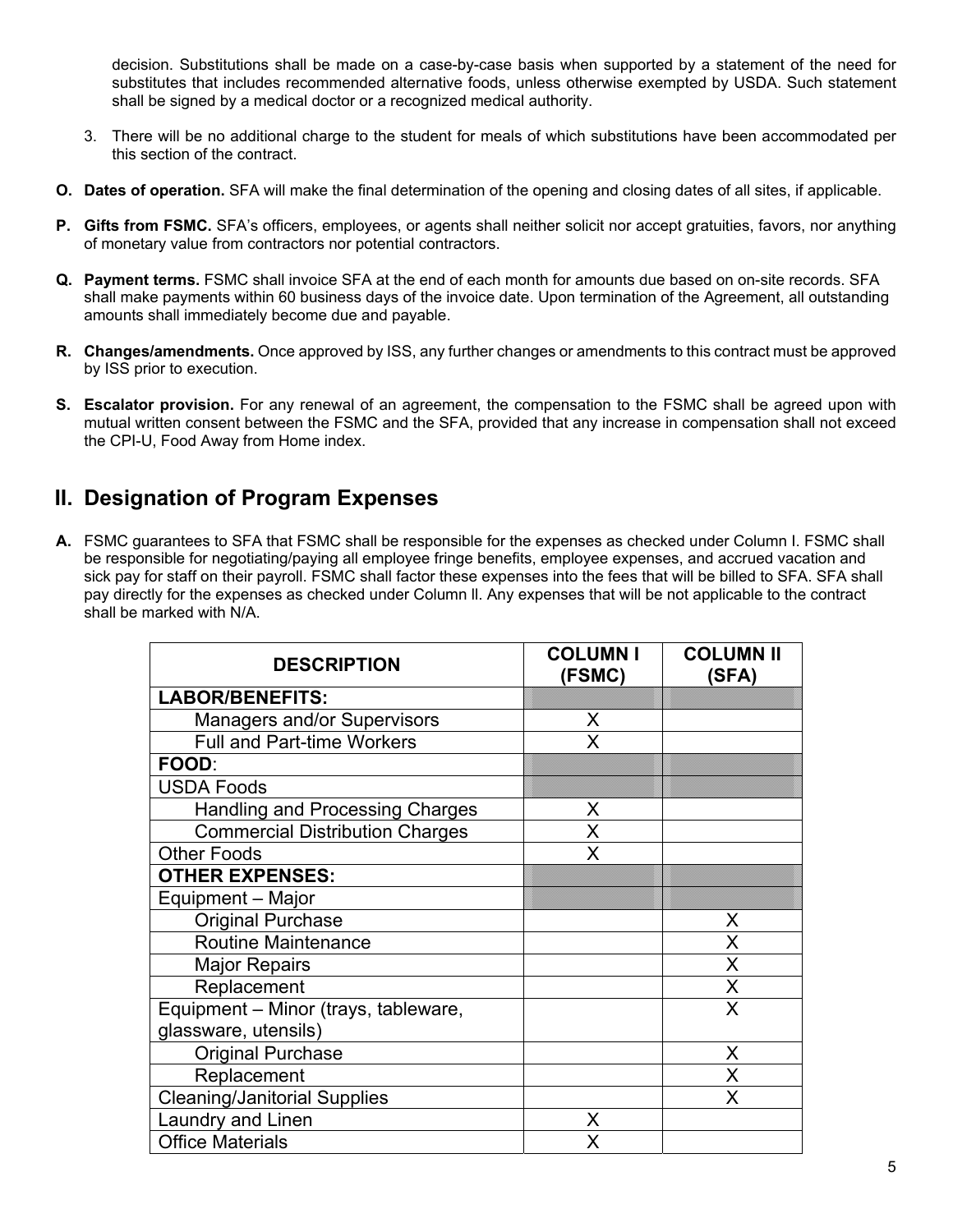decision. Substitutions shall be made on a case-by-case basis when supported by a statement of the need for substitutes that includes recommended alternative foods, unless otherwise exempted by USDA. Such statement shall be signed by a medical doctor or a recognized medical authority.

3. There will be no additional charge to the student for meals of which substitutions have been accommodated per this section of the contract.

**O. Dates of operation.** SFA will make the final determination of the opening and closing dates of all sites, if applicable.

**P. Gifts from FSMC.** SFA's officers, employees, or agents shall neither solicit nor accept gratuities, favors, nor anything of monetary value from contractors nor potential contractors.

**Q. Payment terms.** FSMC shall invoice SFA at the end of each month for amounts due based on on-site records. SFA shall make payments within 60 business days of the invoice date. Upon termination of the Agreement, all outstanding amounts shall immediately become due and payable.

**R. Changes/amendments.** Once approved by ISS, any further changes or amendments to this contract must be approved by ISS prior to execution.

**S. Escalator provision.** For any renewal of an agreement, the compensation to the FSMC shall be agreed upon with mutual written consent between the FSMC and the SFA, provided that any increase in compensation shall not exceed the CPI-U, Food Away from Home index.

## II. Designation of Program Expenses

**A.** FSMC guarantees to SFA that FSMC shall be responsible for the expenses as checked under Column I. FSMC shall be responsible for negotiating/paying all employee fringe benefits, employee expenses, and accrued vacation and sick pay for staff on their payroll. FSMC shall factor these expenses into the fees that will be billed to SFA. SFA shall pay directly for the expenses as checked under Column ll. Any expenses that will be not applicable to the contract shall be marked with N/A.

| DESCRIPTION | COLUMN I (FSMC) | COLUMN II (SFA) |
|---|---|---|
| **LABOR/BENEFITS:** | | |
| Managers and/or Supervisors | X | |
| Full and Part-time Workers | X | |
| **FOOD**: | | |
| USDA Foods | | |
| Handling and Processing Charges | X | |
| Commercial Distribution Charges | X | |
| Other Foods | X | |
| **OTHER EXPENSES:** | | |
| Equipment – Major | | |
| Original Purchase | | X |
| Routine Maintenance | | X |
| Major Repairs | | X |
| Replacement | | X |
| Equipment – Minor (trays, tableware, glassware, utensils) | | X |
| Original Purchase | | X |
| Replacement | | X |
| Cleaning/Janitorial Supplies | | X |
| Laundry and Linen | X | |
| Office Materials | X | |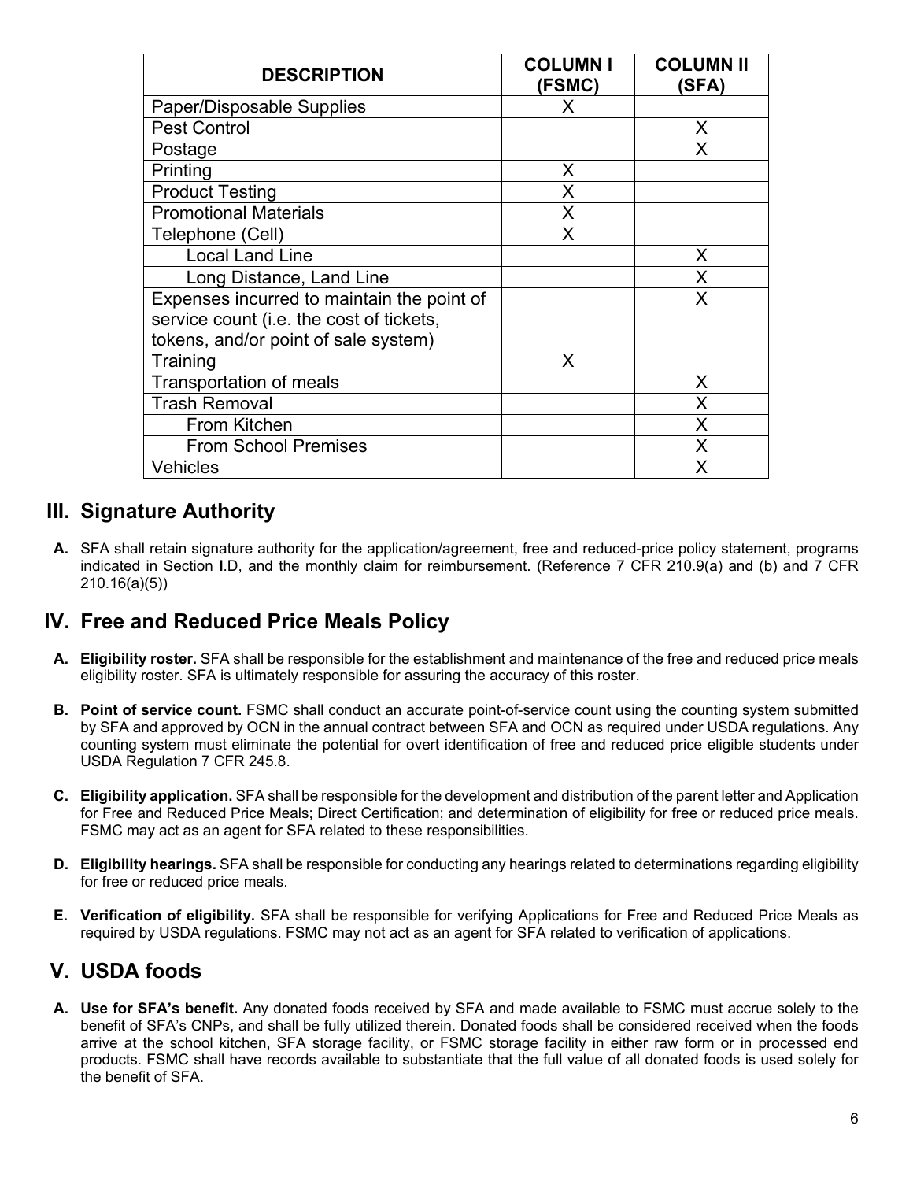| DESCRIPTION | COLUMN I (FSMC) | COLUMN II (SFA) |
|---|---|---|
| Paper/Disposable Supplies | X | |
| Pest Control | | X |
| Postage | | X |
| Printing | X | |
| Product Testing | X | |
| Promotional Materials | X | |
| Telephone (Cell) | X | |
| Local Land Line | | X |
| Long Distance, Land Line | | X |
| Expenses incurred to maintain the point of service count (i.e. the cost of tickets, tokens, and/or point of sale system) | | X |
| Training | X | |
| Transportation of meals | | X |
| Trash Removal | | X |
| From Kitchen | | X |
| From School Premises | | X |
| Vehicles | | X |

## III. Signature Authority

**A.** SFA shall retain signature authority for the application/agreement, free and reduced-price policy statement, programs indicated in Section **I**.D, and the monthly claim for reimbursement. (Reference 7 CFR 210.9(a) and (b) and 7 CFR 210.16(a)(5))

## IV. Free and Reduced Price Meals Policy

**A. Eligibility roster.** SFA shall be responsible for the establishment and maintenance of the free and reduced price meals eligibility roster. SFA is ultimately responsible for assuring the accuracy of this roster.

**B. Point of service count.** FSMC shall conduct an accurate point-of-service count using the counting system submitted by SFA and approved by OCN in the annual contract between SFA and OCN as required under USDA regulations. Any counting system must eliminate the potential for overt identification of free and reduced price eligible students under USDA Regulation 7 CFR 245.8.

**C. Eligibility application.** SFA shall be responsible for the development and distribution of the parent letter and Application for Free and Reduced Price Meals; Direct Certification; and determination of eligibility for free or reduced price meals. FSMC may act as an agent for SFA related to these responsibilities.

**D. Eligibility hearings.** SFA shall be responsible for conducting any hearings related to determinations regarding eligibility for free or reduced price meals.

**E. Verification of eligibility.** SFA shall be responsible for verifying Applications for Free and Reduced Price Meals as required by USDA regulations. FSMC may not act as an agent for SFA related to verification of applications.

## V. USDA foods

**A. Use for SFA's benefit.** Any donated foods received by SFA and made available to FSMC must accrue solely to the benefit of SFA's CNPs, and shall be fully utilized therein. Donated foods shall be considered received when the foods arrive at the school kitchen, SFA storage facility, or FSMC storage facility in either raw form or in processed end products. FSMC shall have records available to substantiate that the full value of all donated foods is used solely for the benefit of SFA.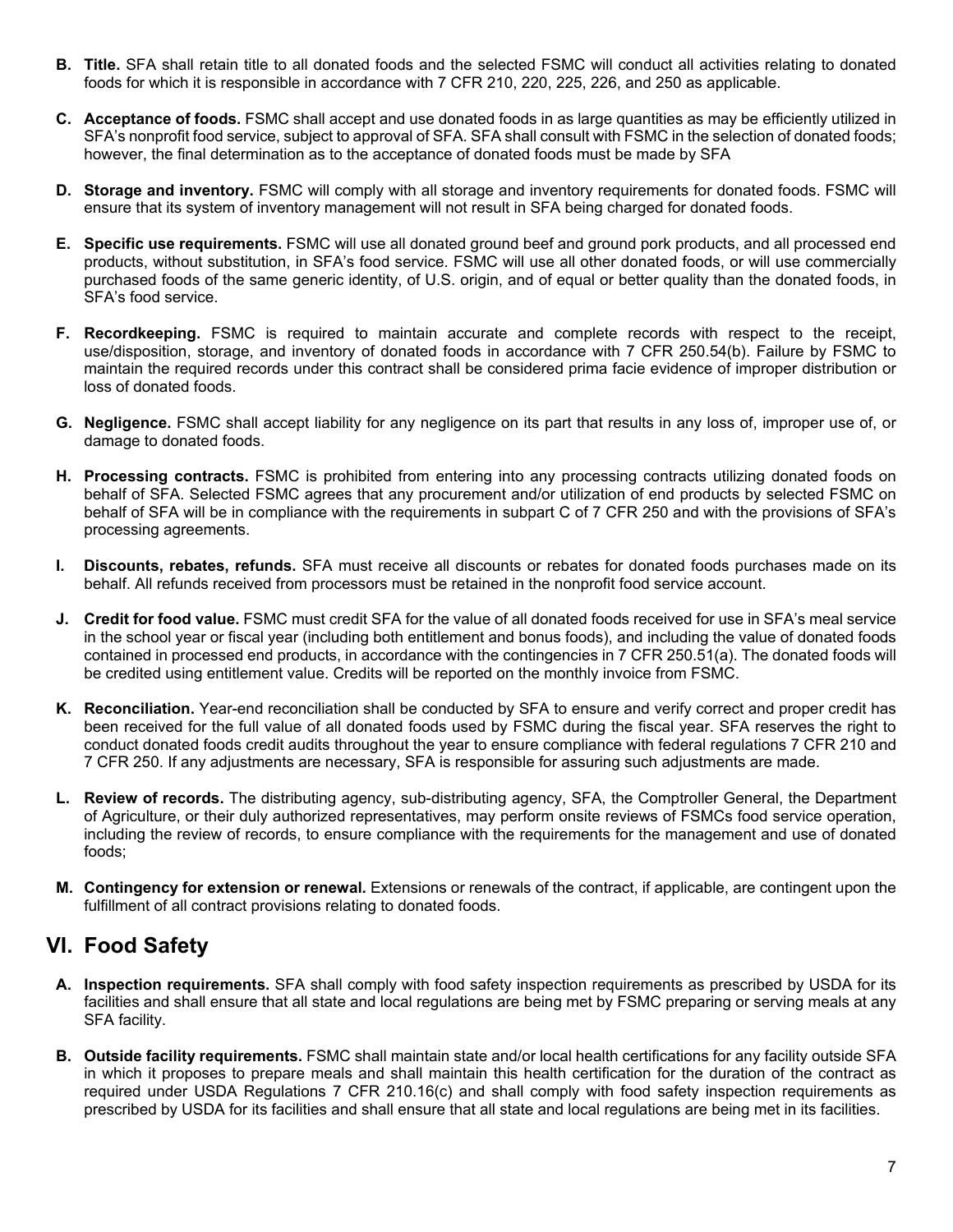- **B. Title.** SFA shall retain title to all donated foods and the selected FSMC will conduct all activities relating to donated foods for which it is responsible in accordance with 7 CFR 210, 220, 225, 226, and 250 as applicable.

- **C. Acceptance of foods.** FSMC shall accept and use donated foods in as large quantities as may be efficiently utilized in SFA's nonprofit food service, subject to approval of SFA. SFA shall consult with FSMC in the selection of donated foods; however, the final determination as to the acceptance of donated foods must be made by SFA

- **D. Storage and inventory.** FSMC will comply with all storage and inventory requirements for donated foods. FSMC will ensure that its system of inventory management will not result in SFA being charged for donated foods.

- **E. Specific use requirements.** FSMC will use all donated ground beef and ground pork products, and all processed end products, without substitution, in SFA's food service. FSMC will use all other donated foods, or will use commercially purchased foods of the same generic identity, of U.S. origin, and of equal or better quality than the donated foods, in SFA's food service.

- **F. Recordkeeping.** FSMC is required to maintain accurate and complete records with respect to the receipt, use/disposition, storage, and inventory of donated foods in accordance with 7 CFR 250.54(b). Failure by FSMC to maintain the required records under this contract shall be considered prima facie evidence of improper distribution or loss of donated foods.

- **G. Negligence.** FSMC shall accept liability for any negligence on its part that results in any loss of, improper use of, or damage to donated foods.

- **H. Processing contracts.** FSMC is prohibited from entering into any processing contracts utilizing donated foods on behalf of SFA. Selected FSMC agrees that any procurement and/or utilization of end products by selected FSMC on behalf of SFA will be in compliance with the requirements in subpart C of 7 CFR 250 and with the provisions of SFA's processing agreements.

- **I. Discounts, rebates, refunds.** SFA must receive all discounts or rebates for donated foods purchases made on its behalf. All refunds received from processors must be retained in the nonprofit food service account.

- **J. Credit for food value.** FSMC must credit SFA for the value of all donated foods received for use in SFA's meal service in the school year or fiscal year (including both entitlement and bonus foods), and including the value of donated foods contained in processed end products, in accordance with the contingencies in 7 CFR 250.51(a). The donated foods will be credited using entitlement value. Credits will be reported on the monthly invoice from FSMC.

- **K. Reconciliation.** Year-end reconciliation shall be conducted by SFA to ensure and verify correct and proper credit has been received for the full value of all donated foods used by FSMC during the fiscal year. SFA reserves the right to conduct donated foods credit audits throughout the year to ensure compliance with federal regulations 7 CFR 210 and 7 CFR 250. If any adjustments are necessary, SFA is responsible for assuring such adjustments are made.

- **L. Review of records.** The distributing agency, sub-distributing agency, SFA, the Comptroller General, the Department of Agriculture, or their duly authorized representatives, may perform onsite reviews of FSMCs food service operation, including the review of records, to ensure compliance with the requirements for the management and use of donated foods;

- **M. Contingency for extension or renewal.** Extensions or renewals of the contract, if applicable, are contingent upon the fulfillment of all contract provisions relating to donated foods.

## VI. Food Safety

- **A. Inspection requirements.** SFA shall comply with food safety inspection requirements as prescribed by USDA for its facilities and shall ensure that all state and local regulations are being met by FSMC preparing or serving meals at any SFA facility.

- **B. Outside facility requirements.** FSMC shall maintain state and/or local health certifications for any facility outside SFA in which it proposes to prepare meals and shall maintain this health certification for the duration of the contract as required under USDA Regulations 7 CFR 210.16(c) and shall comply with food safety inspection requirements as prescribed by USDA for its facilities and shall ensure that all state and local regulations are being met in its facilities.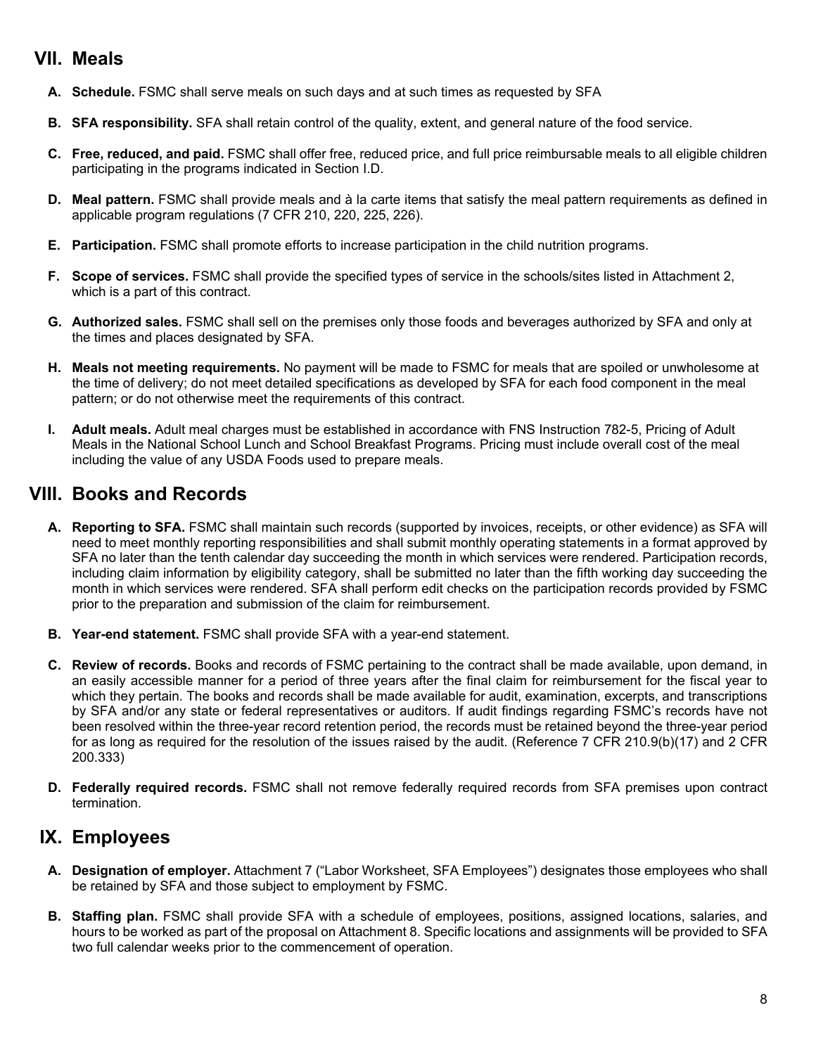## VII. Meals

**A. Schedule.** FSMC shall serve meals on such days and at such times as requested by SFA

**B. SFA responsibility.** SFA shall retain control of the quality, extent, and general nature of the food service.

**C. Free, reduced, and paid.** FSMC shall offer free, reduced price, and full price reimbursable meals to all eligible children participating in the programs indicated in Section I.D.

**D. Meal pattern.** FSMC shall provide meals and à la carte items that satisfy the meal pattern requirements as defined in applicable program regulations (7 CFR 210, 220, 225, 226).

**E. Participation.** FSMC shall promote efforts to increase participation in the child nutrition programs.

**F. Scope of services.** FSMC shall provide the specified types of service in the schools/sites listed in Attachment 2, which is a part of this contract.

**G. Authorized sales.** FSMC shall sell on the premises only those foods and beverages authorized by SFA and only at the times and places designated by SFA.

**H. Meals not meeting requirements.** No payment will be made to FSMC for meals that are spoiled or unwholesome at the time of delivery; do not meet detailed specifications as developed by SFA for each food component in the meal pattern; or do not otherwise meet the requirements of this contract.

**I. Adult meals.** Adult meal charges must be established in accordance with FNS Instruction 782-5, Pricing of Adult Meals in the National School Lunch and School Breakfast Programs. Pricing must include overall cost of the meal including the value of any USDA Foods used to prepare meals.

## VIII. Books and Records

**A. Reporting to SFA.** FSMC shall maintain such records (supported by invoices, receipts, or other evidence) as SFA will need to meet monthly reporting responsibilities and shall submit monthly operating statements in a format approved by SFA no later than the tenth calendar day succeeding the month in which services were rendered. Participation records, including claim information by eligibility category, shall be submitted no later than the fifth working day succeeding the month in which services were rendered. SFA shall perform edit checks on the participation records provided by FSMC prior to the preparation and submission of the claim for reimbursement.

**B. Year-end statement.** FSMC shall provide SFA with a year-end statement.

**C. Review of records.** Books and records of FSMC pertaining to the contract shall be made available, upon demand, in an easily accessible manner for a period of three years after the final claim for reimbursement for the fiscal year to which they pertain. The books and records shall be made available for audit, examination, excerpts, and transcriptions by SFA and/or any state or federal representatives or auditors. If audit findings regarding FSMC's records have not been resolved within the three-year record retention period, the records must be retained beyond the three-year period for as long as required for the resolution of the issues raised by the audit. (Reference 7 CFR 210.9(b)(17) and 2 CFR 200.333)

**D. Federally required records.** FSMC shall not remove federally required records from SFA premises upon contract termination.

## IX. Employees

**A. Designation of employer.** Attachment 7 ("Labor Worksheet, SFA Employees") designates those employees who shall be retained by SFA and those subject to employment by FSMC.

**B. Staffing plan.** FSMC shall provide SFA with a schedule of employees, positions, assigned locations, salaries, and hours to be worked as part of the proposal on Attachment 8. Specific locations and assignments will be provided to SFA two full calendar weeks prior to the commencement of operation.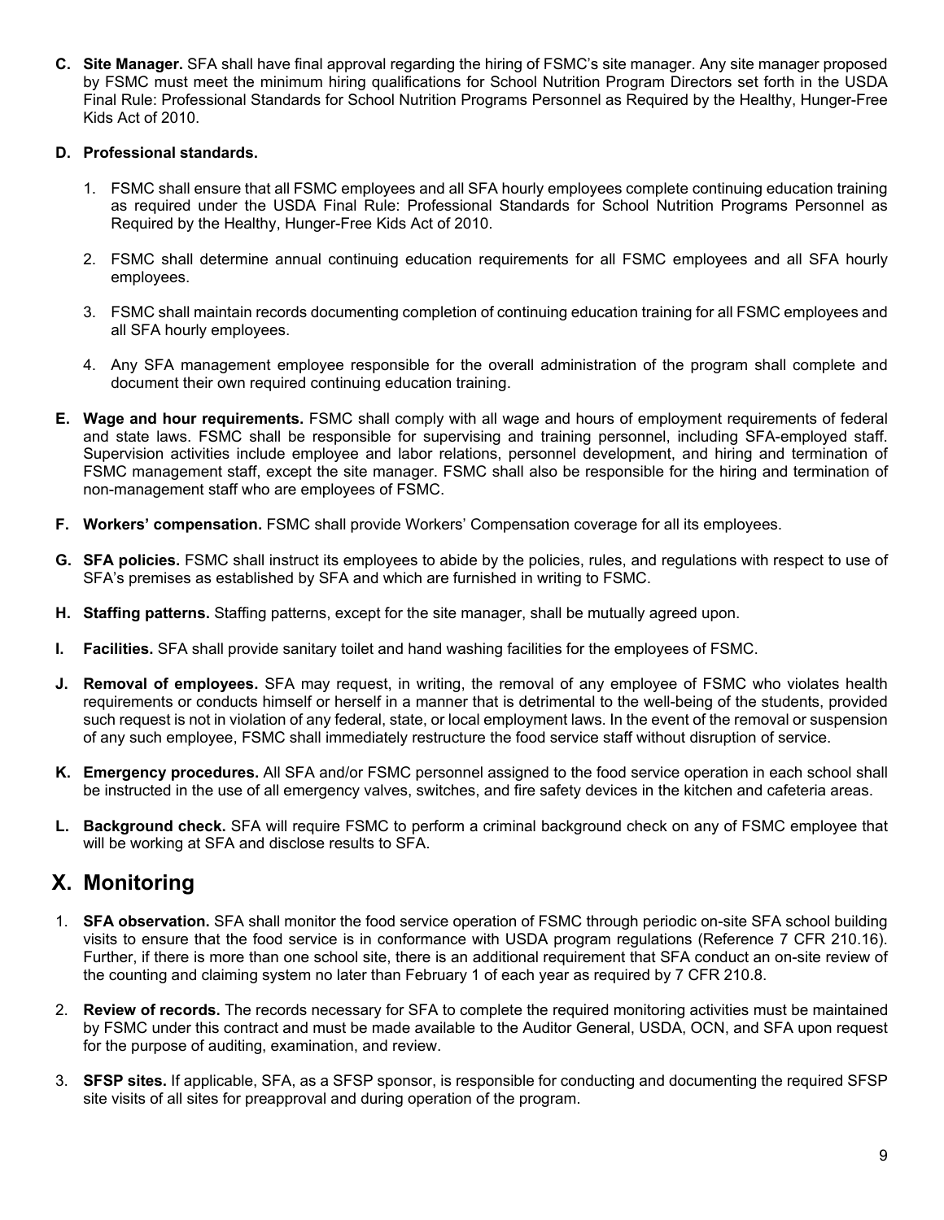**C. Site Manager.** SFA shall have final approval regarding the hiring of FSMC's site manager. Any site manager proposed by FSMC must meet the minimum hiring qualifications for School Nutrition Program Directors set forth in the USDA Final Rule: Professional Standards for School Nutrition Programs Personnel as Required by the Healthy, Hunger-Free Kids Act of 2010.

**D. Professional standards.**

1. FSMC shall ensure that all FSMC employees and all SFA hourly employees complete continuing education training as required under the USDA Final Rule: Professional Standards for School Nutrition Programs Personnel as Required by the Healthy, Hunger-Free Kids Act of 2010.

2. FSMC shall determine annual continuing education requirements for all FSMC employees and all SFA hourly employees.

3. FSMC shall maintain records documenting completion of continuing education training for all FSMC employees and all SFA hourly employees.

4. Any SFA management employee responsible for the overall administration of the program shall complete and document their own required continuing education training.

**E. Wage and hour requirements.** FSMC shall comply with all wage and hours of employment requirements of federal and state laws. FSMC shall be responsible for supervising and training personnel, including SFA-employed staff. Supervision activities include employee and labor relations, personnel development, and hiring and termination of FSMC management staff, except the site manager. FSMC shall also be responsible for the hiring and termination of non-management staff who are employees of FSMC.

**F. Workers' compensation.** FSMC shall provide Workers' Compensation coverage for all its employees.

**G. SFA policies.** FSMC shall instruct its employees to abide by the policies, rules, and regulations with respect to use of SFA's premises as established by SFA and which are furnished in writing to FSMC.

**H. Staffing patterns.** Staffing patterns, except for the site manager, shall be mutually agreed upon.

**I. Facilities.** SFA shall provide sanitary toilet and hand washing facilities for the employees of FSMC.

**J. Removal of employees.** SFA may request, in writing, the removal of any employee of FSMC who violates health requirements or conducts himself or herself in a manner that is detrimental to the well-being of the students, provided such request is not in violation of any federal, state, or local employment laws. In the event of the removal or suspension of any such employee, FSMC shall immediately restructure the food service staff without disruption of service.

**K. Emergency procedures.** All SFA and/or FSMC personnel assigned to the food service operation in each school shall be instructed in the use of all emergency valves, switches, and fire safety devices in the kitchen and cafeteria areas.

**L. Background check.** SFA will require FSMC to perform a criminal background check on any of FSMC employee that will be working at SFA and disclose results to SFA.

## X. Monitoring

1. **SFA observation.** SFA shall monitor the food service operation of FSMC through periodic on-site SFA school building visits to ensure that the food service is in conformance with USDA program regulations (Reference 7 CFR 210.16). Further, if there is more than one school site, there is an additional requirement that SFA conduct an on-site review of the counting and claiming system no later than February 1 of each year as required by 7 CFR 210.8.

2. **Review of records.** The records necessary for SFA to complete the required monitoring activities must be maintained by FSMC under this contract and must be made available to the Auditor General, USDA, OCN, and SFA upon request for the purpose of auditing, examination, and review.

3. **SFSP sites.** If applicable, SFA, as a SFSP sponsor, is responsible for conducting and documenting the required SFSP site visits of all sites for preapproval and during operation of the program.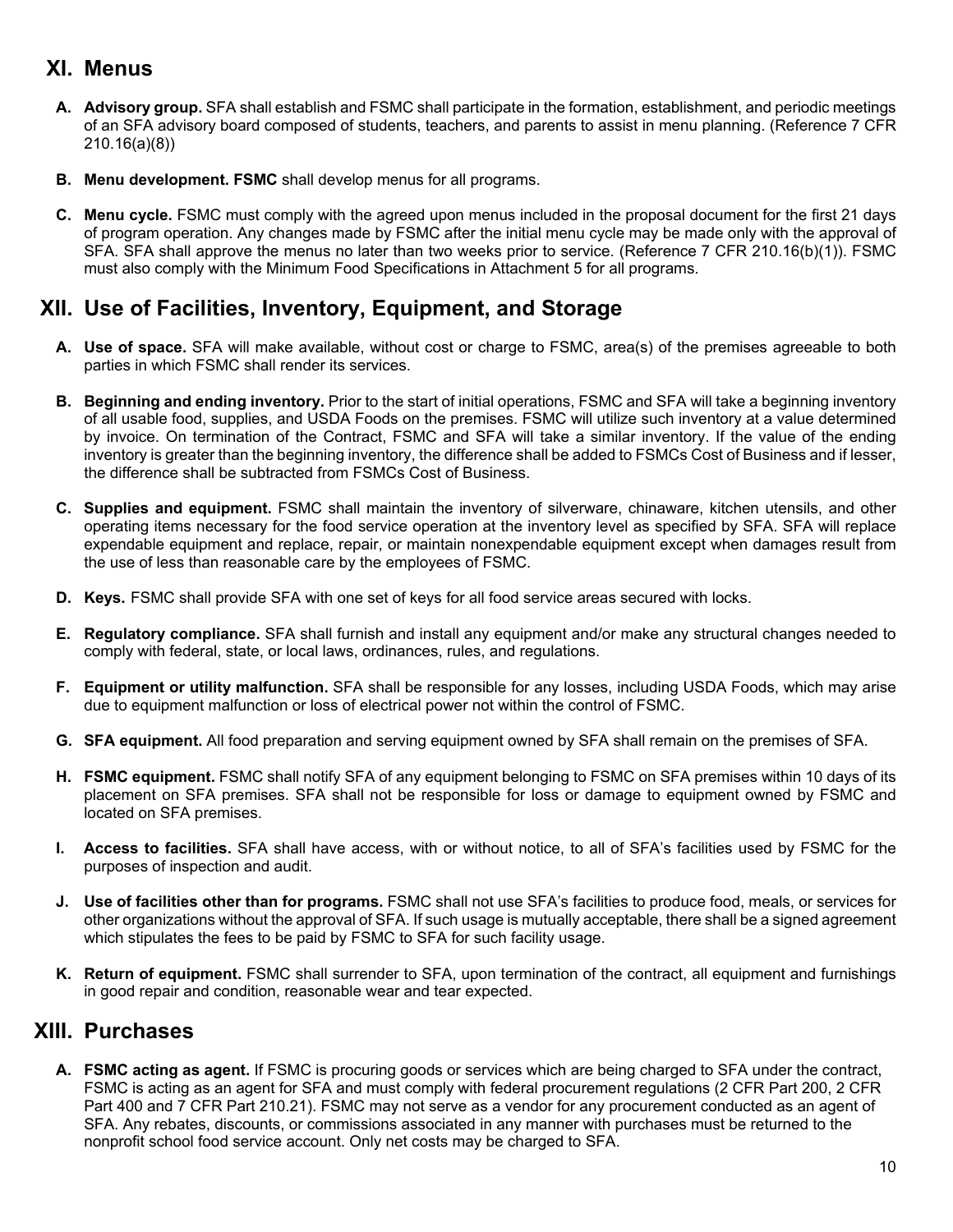## XI. Menus

**A. Advisory group.** SFA shall establish and FSMC shall participate in the formation, establishment, and periodic meetings of an SFA advisory board composed of students, teachers, and parents to assist in menu planning. (Reference 7 CFR 210.16(a)(8))

**B. Menu development. FSMC** shall develop menus for all programs.

**C. Menu cycle.** FSMC must comply with the agreed upon menus included in the proposal document for the first 21 days of program operation. Any changes made by FSMC after the initial menu cycle may be made only with the approval of SFA. SFA shall approve the menus no later than two weeks prior to service. (Reference 7 CFR 210.16(b)(1)). FSMC must also comply with the Minimum Food Specifications in Attachment 5 for all programs.

## XII. Use of Facilities, Inventory, Equipment, and Storage

**A. Use of space.** SFA will make available, without cost or charge to FSMC, area(s) of the premises agreeable to both parties in which FSMC shall render its services.

**B. Beginning and ending inventory.** Prior to the start of initial operations, FSMC and SFA will take a beginning inventory of all usable food, supplies, and USDA Foods on the premises. FSMC will utilize such inventory at a value determined by invoice. On termination of the Contract, FSMC and SFA will take a similar inventory. If the value of the ending inventory is greater than the beginning inventory, the difference shall be added to FSMCs Cost of Business and if lesser, the difference shall be subtracted from FSMCs Cost of Business.

**C. Supplies and equipment.** FSMC shall maintain the inventory of silverware, chinaware, kitchen utensils, and other operating items necessary for the food service operation at the inventory level as specified by SFA. SFA will replace expendable equipment and replace, repair, or maintain nonexpendable equipment except when damages result from the use of less than reasonable care by the employees of FSMC.

**D. Keys.** FSMC shall provide SFA with one set of keys for all food service areas secured with locks.

**E. Regulatory compliance.** SFA shall furnish and install any equipment and/or make any structural changes needed to comply with federal, state, or local laws, ordinances, rules, and regulations.

**F. Equipment or utility malfunction.** SFA shall be responsible for any losses, including USDA Foods, which may arise due to equipment malfunction or loss of electrical power not within the control of FSMC.

**G. SFA equipment.** All food preparation and serving equipment owned by SFA shall remain on the premises of SFA.

**H. FSMC equipment.** FSMC shall notify SFA of any equipment belonging to FSMC on SFA premises within 10 days of its placement on SFA premises. SFA shall not be responsible for loss or damage to equipment owned by FSMC and located on SFA premises.

**I. Access to facilities.** SFA shall have access, with or without notice, to all of SFA's facilities used by FSMC for the purposes of inspection and audit.

**J. Use of facilities other than for programs.** FSMC shall not use SFA's facilities to produce food, meals, or services for other organizations without the approval of SFA. If such usage is mutually acceptable, there shall be a signed agreement which stipulates the fees to be paid by FSMC to SFA for such facility usage.

**K. Return of equipment.** FSMC shall surrender to SFA, upon termination of the contract, all equipment and furnishings in good repair and condition, reasonable wear and tear expected.

## XIII. Purchases

**A. FSMC acting as agent.** If FSMC is procuring goods or services which are being charged to SFA under the contract, FSMC is acting as an agent for SFA and must comply with federal procurement regulations (2 CFR Part 200, 2 CFR Part 400 and 7 CFR Part 210.21). FSMC may not serve as a vendor for any procurement conducted as an agent of SFA. Any rebates, discounts, or commissions associated in any manner with purchases must be returned to the nonprofit school food service account. Only net costs may be charged to SFA.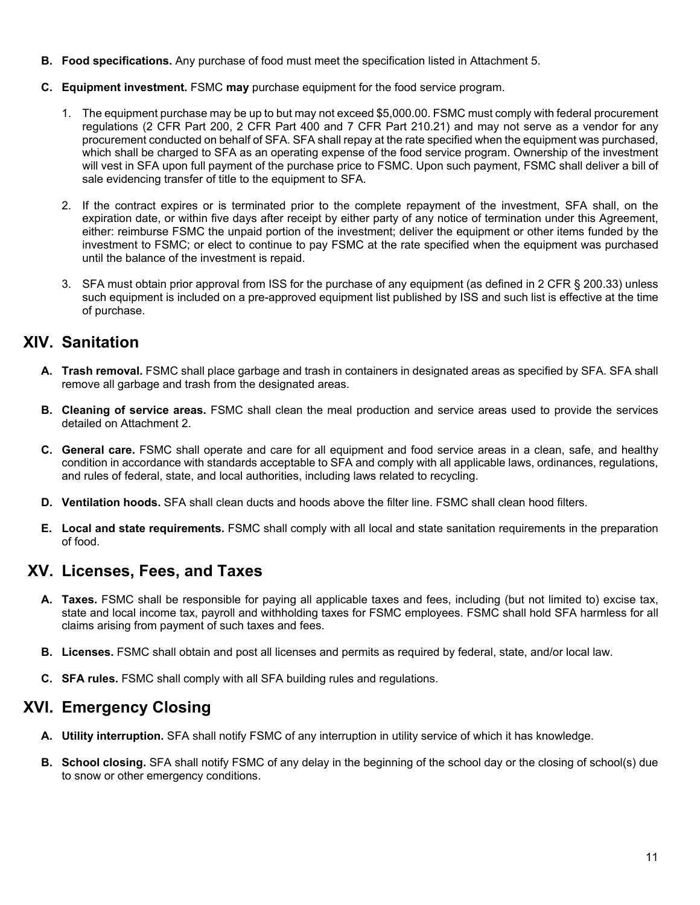**B. Food specifications.** Any purchase of food must meet the specification listed in Attachment 5.

**C. Equipment investment.** FSMC **may** purchase equipment for the food service program.

1. The equipment purchase may be up to but may not exceed $5,000.00. FSMC must comply with federal procurement regulations (2 CFR Part 200, 2 CFR Part 400 and 7 CFR Part 210.21) and may not serve as a vendor for any procurement conducted on behalf of SFA. SFA shall repay at the rate specified when the equipment was purchased, which shall be charged to SFA as an operating expense of the food service program. Ownership of the investment will vest in SFA upon full payment of the purchase price to FSMC. Upon such payment, FSMC shall deliver a bill of sale evidencing transfer of title to the equipment to SFA.

2. If the contract expires or is terminated prior to the complete repayment of the investment, SFA shall, on the expiration date, or within five days after receipt by either party of any notice of termination under this Agreement, either: reimburse FSMC the unpaid portion of the investment; deliver the equipment or other items funded by the investment to FSMC; or elect to continue to pay FSMC at the rate specified when the equipment was purchased until the balance of the investment is repaid.

3. SFA must obtain prior approval from ISS for the purchase of any equipment (as defined in 2 CFR § 200.33) unless such equipment is included on a pre-approved equipment list published by ISS and such list is effective at the time of purchase.

## XIV. Sanitation

**A. Trash removal.** FSMC shall place garbage and trash in containers in designated areas as specified by SFA. SFA shall remove all garbage and trash from the designated areas.

**B. Cleaning of service areas.** FSMC shall clean the meal production and service areas used to provide the services detailed on Attachment 2.

**C. General care.** FSMC shall operate and care for all equipment and food service areas in a clean, safe, and healthy condition in accordance with standards acceptable to SFA and comply with all applicable laws, ordinances, regulations, and rules of federal, state, and local authorities, including laws related to recycling.

**D. Ventilation hoods.** SFA shall clean ducts and hoods above the filter line. FSMC shall clean hood filters.

**E. Local and state requirements.** FSMC shall comply with all local and state sanitation requirements in the preparation of food.

## XV. Licenses, Fees, and Taxes

**A. Taxes.** FSMC shall be responsible for paying all applicable taxes and fees, including (but not limited to) excise tax, state and local income tax, payroll and withholding taxes for FSMC employees. FSMC shall hold SFA harmless for all claims arising from payment of such taxes and fees.

**B. Licenses.** FSMC shall obtain and post all licenses and permits as required by federal, state, and/or local law.

**C. SFA rules.** FSMC shall comply with all SFA building rules and regulations.

## XVI. Emergency Closing

**A. Utility interruption.** SFA shall notify FSMC of any interruption in utility service of which it has knowledge.

**B. School closing.** SFA shall notify FSMC of any delay in the beginning of the school day or the closing of school(s) due to snow or other emergency conditions.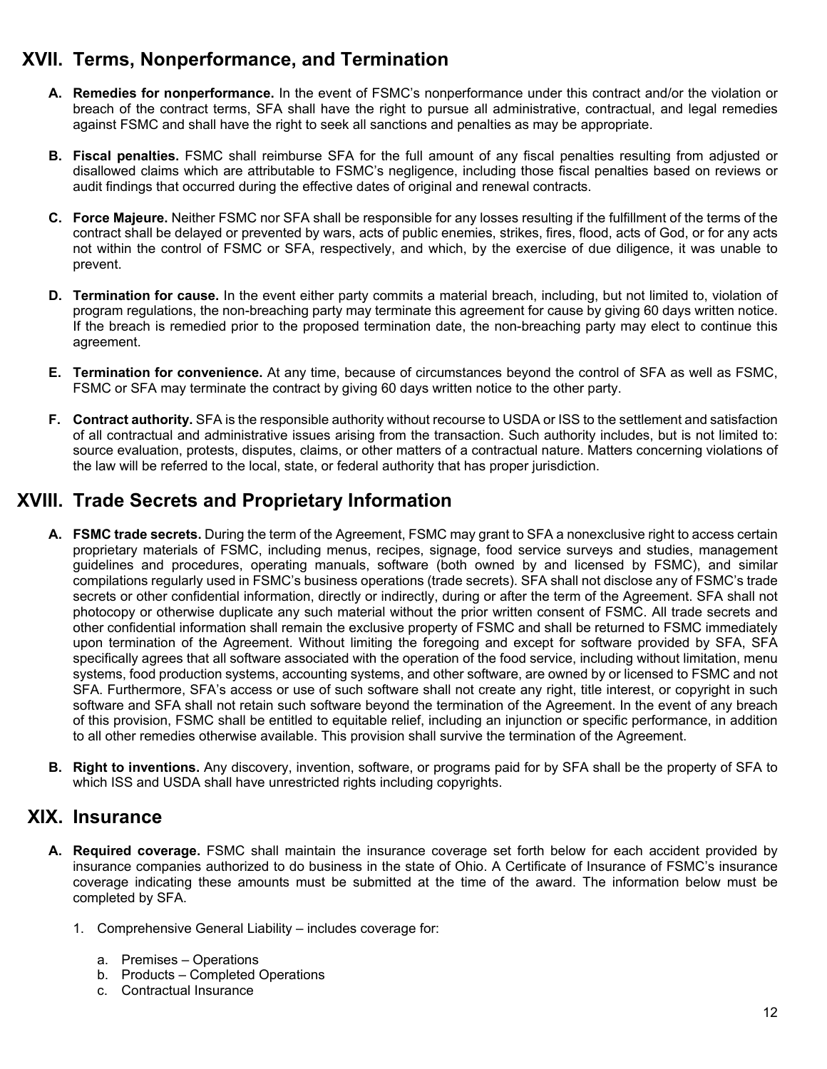## XVII. Terms, Nonperformance, and Termination

A. **Remedies for nonperformance.** In the event of FSMC's nonperformance under this contract and/or the violation or breach of the contract terms, SFA shall have the right to pursue all administrative, contractual, and legal remedies against FSMC and shall have the right to seek all sanctions and penalties as may be appropriate.

B. **Fiscal penalties.** FSMC shall reimburse SFA for the full amount of any fiscal penalties resulting from adjusted or disallowed claims which are attributable to FSMC's negligence, including those fiscal penalties based on reviews or audit findings that occurred during the effective dates of original and renewal contracts.

C. **Force Majeure.** Neither FSMC nor SFA shall be responsible for any losses resulting if the fulfillment of the terms of the contract shall be delayed or prevented by wars, acts of public enemies, strikes, fires, flood, acts of God, or for any acts not within the control of FSMC or SFA, respectively, and which, by the exercise of due diligence, it was unable to prevent.

D. **Termination for cause.** In the event either party commits a material breach, including, but not limited to, violation of program regulations, the non-breaching party may terminate this agreement for cause by giving 60 days written notice. If the breach is remedied prior to the proposed termination date, the non-breaching party may elect to continue this agreement.

E. **Termination for convenience.** At any time, because of circumstances beyond the control of SFA as well as FSMC, FSMC or SFA may terminate the contract by giving 60 days written notice to the other party.

F. **Contract authority.** SFA is the responsible authority without recourse to USDA or ISS to the settlement and satisfaction of all contractual and administrative issues arising from the transaction. Such authority includes, but is not limited to: source evaluation, protests, disputes, claims, or other matters of a contractual nature. Matters concerning violations of the law will be referred to the local, state, or federal authority that has proper jurisdiction.

## XVIII. Trade Secrets and Proprietary Information

A. **FSMC trade secrets.** During the term of the Agreement, FSMC may grant to SFA a nonexclusive right to access certain proprietary materials of FSMC, including menus, recipes, signage, food service surveys and studies, management guidelines and procedures, operating manuals, software (both owned by and licensed by FSMC), and similar compilations regularly used in FSMC's business operations (trade secrets). SFA shall not disclose any of FSMC's trade secrets or other confidential information, directly or indirectly, during or after the term of the Agreement. SFA shall not photocopy or otherwise duplicate any such material without the prior written consent of FSMC. All trade secrets and other confidential information shall remain the exclusive property of FSMC and shall be returned to FSMC immediately upon termination of the Agreement. Without limiting the foregoing and except for software provided by SFA, SFA specifically agrees that all software associated with the operation of the food service, including without limitation, menu systems, food production systems, accounting systems, and other software, are owned by or licensed to FSMC and not SFA. Furthermore, SFA's access or use of such software shall not create any right, title interest, or copyright in such software and SFA shall not retain such software beyond the termination of the Agreement. In the event of any breach of this provision, FSMC shall be entitled to equitable relief, including an injunction or specific performance, in addition to all other remedies otherwise available. This provision shall survive the termination of the Agreement.

B. **Right to inventions.** Any discovery, invention, software, or programs paid for by SFA shall be the property of SFA to which ISS and USDA shall have unrestricted rights including copyrights.

## XIX. Insurance

A. **Required coverage.** FSMC shall maintain the insurance coverage set forth below for each accident provided by insurance companies authorized to do business in the state of Ohio. A Certificate of Insurance of FSMC's insurance coverage indicating these amounts must be submitted at the time of the award. The information below must be completed by SFA.

   1. Comprehensive General Liability – includes coverage for:

      a. Premises – Operations
      b. Products – Completed Operations
      c. Contractual Insurance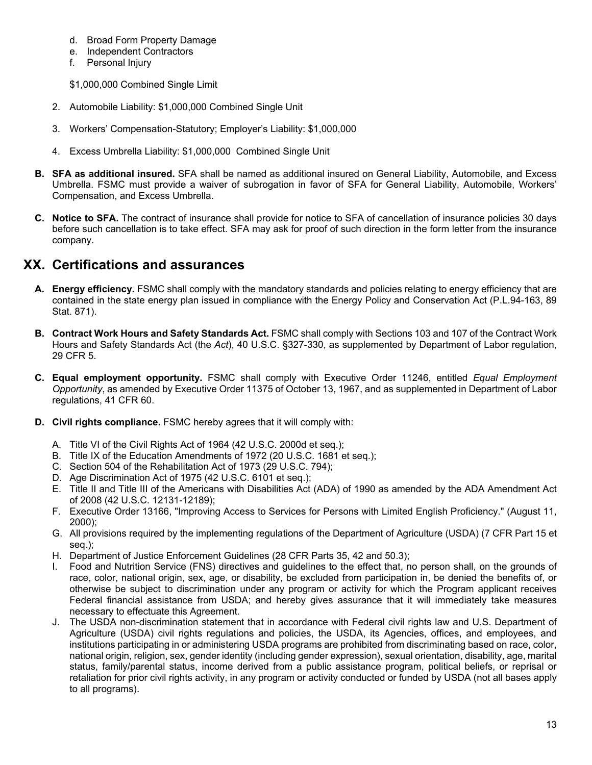d. Broad Form Property Damage
e. Independent Contractors
f. Personal Injury

$1,000,000 Combined Single Limit

2. Automobile Liability: $1,000,000 Combined Single Unit

3. Workers' Compensation-Statutory; Employer's Liability: $1,000,000

4. Excess Umbrella Liability: $1,000,000 Combined Single Unit

**B. SFA as additional insured.** SFA shall be named as additional insured on General Liability, Automobile, and Excess Umbrella. FSMC must provide a waiver of subrogation in favor of SFA for General Liability, Automobile, Workers' Compensation, and Excess Umbrella.

**C. Notice to SFA.** The contract of insurance shall provide for notice to SFA of cancellation of insurance policies 30 days before such cancellation is to take effect. SFA may ask for proof of such direction in the form letter from the insurance company.

## XX. Certifications and assurances

**A. Energy efficiency.** FSMC shall comply with the mandatory standards and policies relating to energy efficiency that are contained in the state energy plan issued in compliance with the Energy Policy and Conservation Act (P.L.94-163, 89 Stat. 871).

**B. Contract Work Hours and Safety Standards Act.** FSMC shall comply with Sections 103 and 107 of the Contract Work Hours and Safety Standards Act (the *Act*), 40 U.S.C. §327-330, as supplemented by Department of Labor regulation, 29 CFR 5.

**C. Equal employment opportunity.** FSMC shall comply with Executive Order 11246, entitled *Equal Employment Opportunity*, as amended by Executive Order 11375 of October 13, 1967, and as supplemented in Department of Labor regulations, 41 CFR 60.

**D. Civil rights compliance.** FSMC hereby agrees that it will comply with:

A. Title VI of the Civil Rights Act of 1964 (42 U.S.C. 2000d et seq.);
B. Title IX of the Education Amendments of 1972 (20 U.S.C. 1681 et seq.);
C. Section 504 of the Rehabilitation Act of 1973 (29 U.S.C. 794);
D. Age Discrimination Act of 1975 (42 U.S.C. 6101 et seq.);
E. Title II and Title III of the Americans with Disabilities Act (ADA) of 1990 as amended by the ADA Amendment Act of 2008 (42 U.S.C. 12131-12189);
F. Executive Order 13166, "Improving Access to Services for Persons with Limited English Proficiency." (August 11, 2000);
G. All provisions required by the implementing regulations of the Department of Agriculture (USDA) (7 CFR Part 15 et seq.);
H. Department of Justice Enforcement Guidelines (28 CFR Parts 35, 42 and 50.3);
I. Food and Nutrition Service (FNS) directives and guidelines to the effect that, no person shall, on the grounds of race, color, national origin, sex, age, or disability, be excluded from participation in, be denied the benefits of, or otherwise be subject to discrimination under any program or activity for which the Program applicant receives Federal financial assistance from USDA; and hereby gives assurance that it will immediately take measures necessary to effectuate this Agreement.
J. The USDA non-discrimination statement that in accordance with Federal civil rights law and U.S. Department of Agriculture (USDA) civil rights regulations and policies, the USDA, its Agencies, offices, and employees, and institutions participating in or administering USDA programs are prohibited from discriminating based on race, color, national origin, religion, sex, gender identity (including gender expression), sexual orientation, disability, age, marital status, family/parental status, income derived from a public assistance program, political beliefs, or reprisal or retaliation for prior civil rights activity, in any program or activity conducted or funded by USDA (not all bases apply to all programs).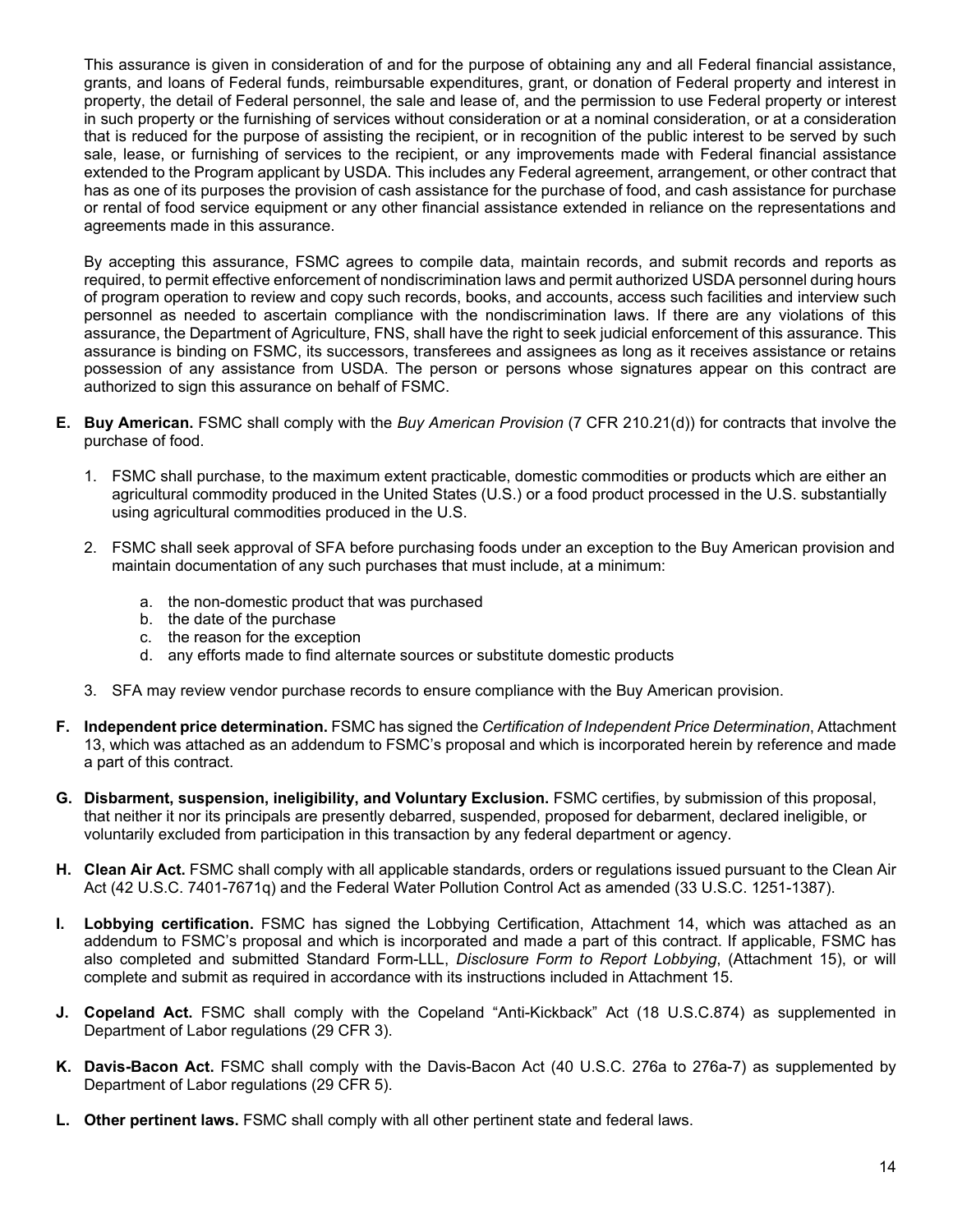This assurance is given in consideration of and for the purpose of obtaining any and all Federal financial assistance, grants, and loans of Federal funds, reimbursable expenditures, grant, or donation of Federal property and interest in property, the detail of Federal personnel, the sale and lease of, and the permission to use Federal property or interest in such property or the furnishing of services without consideration or at a nominal consideration, or at a consideration that is reduced for the purpose of assisting the recipient, or in recognition of the public interest to be served by such sale, lease, or furnishing of services to the recipient, or any improvements made with Federal financial assistance extended to the Program applicant by USDA. This includes any Federal agreement, arrangement, or other contract that has as one of its purposes the provision of cash assistance for the purchase of food, and cash assistance for purchase or rental of food service equipment or any other financial assistance extended in reliance on the representations and agreements made in this assurance.

By accepting this assurance, FSMC agrees to compile data, maintain records, and submit records and reports as required, to permit effective enforcement of nondiscrimination laws and permit authorized USDA personnel during hours of program operation to review and copy such records, books, and accounts, access such facilities and interview such personnel as needed to ascertain compliance with the nondiscrimination laws. If there are any violations of this assurance, the Department of Agriculture, FNS, shall have the right to seek judicial enforcement of this assurance. This assurance is binding on FSMC, its successors, transferees and assignees as long as it receives assistance or retains possession of any assistance from USDA. The person or persons whose signatures appear on this contract are authorized to sign this assurance on behalf of FSMC.

**E. Buy American.** FSMC shall comply with the *Buy American Provision* (7 CFR 210.21(d)) for contracts that involve the purchase of food.

1. FSMC shall purchase, to the maximum extent practicable, domestic commodities or products which are either an agricultural commodity produced in the United States (U.S.) or a food product processed in the U.S. substantially using agricultural commodities produced in the U.S.

2. FSMC shall seek approval of SFA before purchasing foods under an exception to the Buy American provision and maintain documentation of any such purchases that must include, at a minimum:

   a. the non-domestic product that was purchased
   b. the date of the purchase
   c. the reason for the exception
   d. any efforts made to find alternate sources or substitute domestic products

3. SFA may review vendor purchase records to ensure compliance with the Buy American provision.

**F. Independent price determination.** FSMC has signed the *Certification of Independent Price Determination*, Attachment 13, which was attached as an addendum to FSMC's proposal and which is incorporated herein by reference and made a part of this contract.

**G. Disbarment, suspension, ineligibility, and Voluntary Exclusion.** FSMC certifies, by submission of this proposal, that neither it nor its principals are presently debarred, suspended, proposed for debarment, declared ineligible, or voluntarily excluded from participation in this transaction by any federal department or agency.

**H. Clean Air Act.** FSMC shall comply with all applicable standards, orders or regulations issued pursuant to the Clean Air Act (42 U.S.C. 7401-7671q) and the Federal Water Pollution Control Act as amended (33 U.S.C. 1251-1387).

**I. Lobbying certification.** FSMC has signed the Lobbying Certification, Attachment 14, which was attached as an addendum to FSMC's proposal and which is incorporated and made a part of this contract. If applicable, FSMC has also completed and submitted Standard Form-LLL, *Disclosure Form to Report Lobbying*, (Attachment 15), or will complete and submit as required in accordance with its instructions included in Attachment 15.

**J. Copeland Act.** FSMC shall comply with the Copeland "Anti-Kickback" Act (18 U.S.C.874) as supplemented in Department of Labor regulations (29 CFR 3).

**K. Davis-Bacon Act.** FSMC shall comply with the Davis-Bacon Act (40 U.S.C. 276a to 276a-7) as supplemented by Department of Labor regulations (29 CFR 5).

**L. Other pertinent laws.** FSMC shall comply with all other pertinent state and federal laws.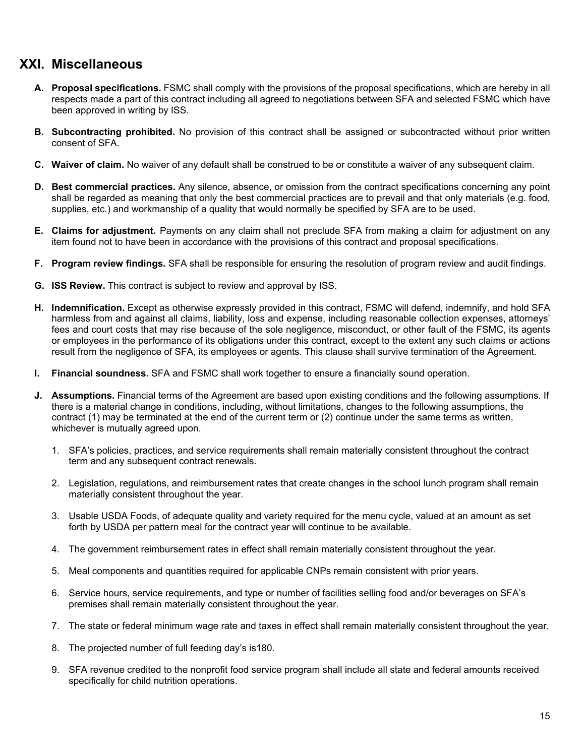## XXI. Miscellaneous

**A. Proposal specifications.** FSMC shall comply with the provisions of the proposal specifications, which are hereby in all respects made a part of this contract including all agreed to negotiations between SFA and selected FSMC which have been approved in writing by ISS.

**B. Subcontracting prohibited.** No provision of this contract shall be assigned or subcontracted without prior written consent of SFA.

**C. Waiver of claim.** No waiver of any default shall be construed to be or constitute a waiver of any subsequent claim.

**D. Best commercial practices.** Any silence, absence, or omission from the contract specifications concerning any point shall be regarded as meaning that only the best commercial practices are to prevail and that only materials (e.g. food, supplies, etc.) and workmanship of a quality that would normally be specified by SFA are to be used.

**E. Claims for adjustment.** Payments on any claim shall not preclude SFA from making a claim for adjustment on any item found not to have been in accordance with the provisions of this contract and proposal specifications.

**F. Program review findings.** SFA shall be responsible for ensuring the resolution of program review and audit findings.

**G. ISS Review.** This contract is subject to review and approval by ISS.

**H. Indemnification.** Except as otherwise expressly provided in this contract, FSMC will defend, indemnify, and hold SFA harmless from and against all claims, liability, loss and expense, including reasonable collection expenses, attorneys' fees and court costs that may rise because of the sole negligence, misconduct, or other fault of the FSMC, its agents or employees in the performance of its obligations under this contract, except to the extent any such claims or actions result from the negligence of SFA, its employees or agents. This clause shall survive termination of the Agreement.

**I. Financial soundness.** SFA and FSMC shall work together to ensure a financially sound operation.

**J. Assumptions.** Financial terms of the Agreement are based upon existing conditions and the following assumptions. If there is a material change in conditions, including, without limitations, changes to the following assumptions, the contract (1) may be terminated at the end of the current term or (2) continue under the same terms as written, whichever is mutually agreed upon.

1. SFA's policies, practices, and service requirements shall remain materially consistent throughout the contract term and any subsequent contract renewals.
2. Legislation, regulations, and reimbursement rates that create changes in the school lunch program shall remain materially consistent throughout the year.
3. Usable USDA Foods, of adequate quality and variety required for the menu cycle, valued at an amount as set forth by USDA per pattern meal for the contract year will continue to be available.
4. The government reimbursement rates in effect shall remain materially consistent throughout the year.
5. Meal components and quantities required for applicable CNPs remain consistent with prior years.
6. Service hours, service requirements, and type or number of facilities selling food and/or beverages on SFA's premises shall remain materially consistent throughout the year.
7. The state or federal minimum wage rate and taxes in effect shall remain materially consistent throughout the year.
8. The projected number of full feeding day's is180.
9. SFA revenue credited to the nonprofit food service program shall include all state and federal amounts received specifically for child nutrition operations.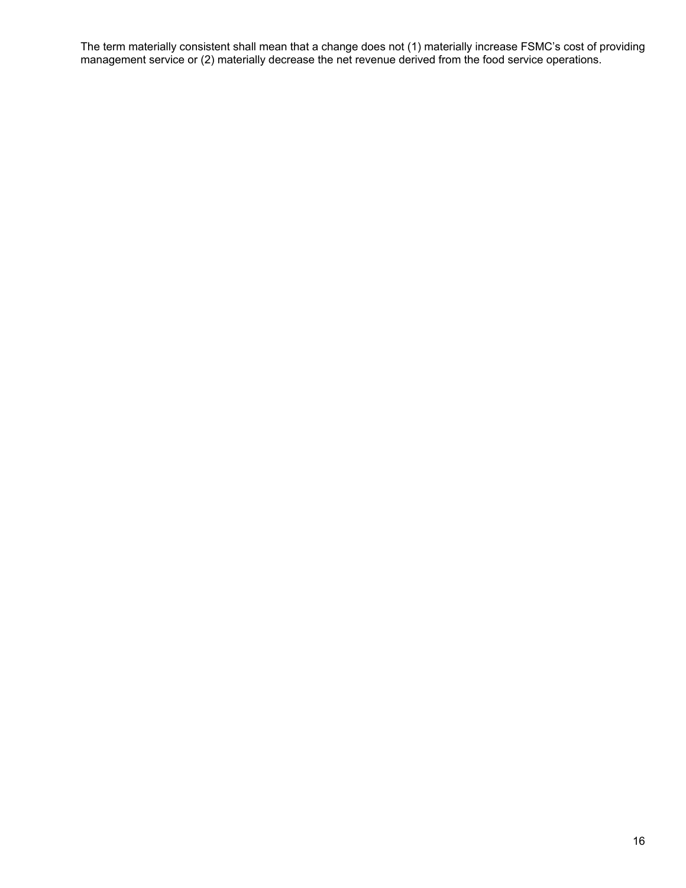The term materially consistent shall mean that a change does not (1) materially increase FSMC's cost of providing management service or (2) materially decrease the net revenue derived from the food service operations.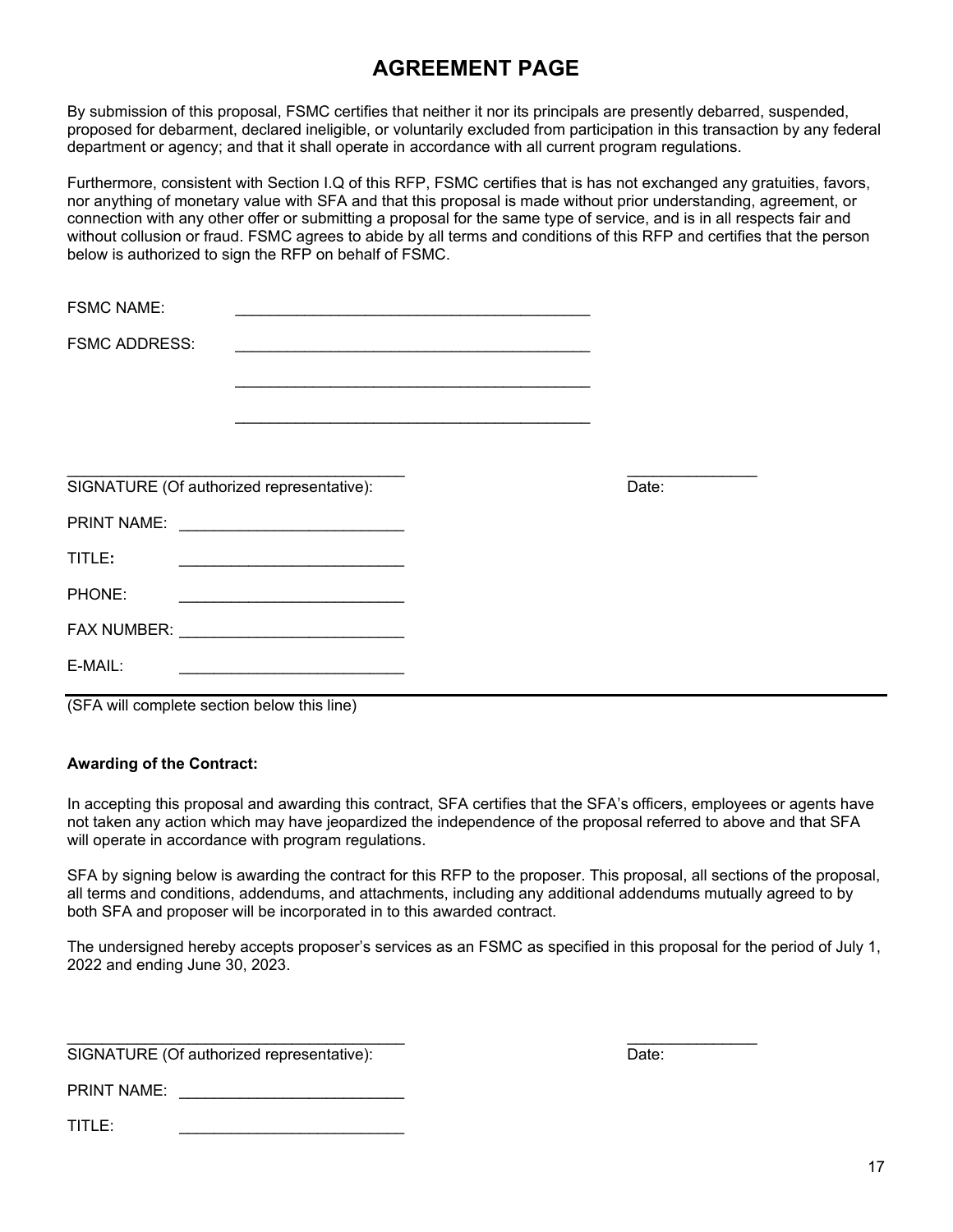# AGREEMENT PAGE

By submission of this proposal, FSMC certifies that neither it nor its principals are presently debarred, suspended, proposed for debarment, declared ineligible, or voluntarily excluded from participation in this transaction by any federal department or agency; and that it shall operate in accordance with all current program regulations.

Furthermore, consistent with Section I.Q of this RFP, FSMC certifies that is has not exchanged any gratuities, favors, nor anything of monetary value with SFA and that this proposal is made without prior understanding, agreement, or connection with any other offer or submitting a proposal for the same type of service, and is in all respects fair and without collusion or fraud. FSMC agrees to abide by all terms and conditions of this RFP and certifies that the person below is authorized to sign the RFP on behalf of FSMC.

FSMC NAME: ___________________________________________

FSMC ADDRESS: ___________________________________________

___________________________________________

___________________________________________

_________________________________________ _______________

SIGNATURE (Of authorized representative): Date:

PRINT NAME: __________________________

TITLE**:** __________________________

PHONE: __________________________

FAX NUMBER: __________________________

E-MAIL: __________________________

---

(SFA will complete section below this line)

**Awarding of the Contract:**

In accepting this proposal and awarding this contract, SFA certifies that the SFA's officers, employees or agents have not taken any action which may have jeopardized the independence of the proposal referred to above and that SFA will operate in accordance with program regulations.

SFA by signing below is awarding the contract for this RFP to the proposer. This proposal, all sections of the proposal, all terms and conditions, addendums, and attachments, including any additional addendums mutually agreed to by both SFA and proposer will be incorporated in to this awarded contract.

The undersigned hereby accepts proposer's services as an FSMC as specified in this proposal for the period of July 1, 2022 and ending June 30, 2023.

_________________________________________ _______________

SIGNATURE (Of authorized representative): Date:

PRINT NAME: __________________________

TITLE: __________________________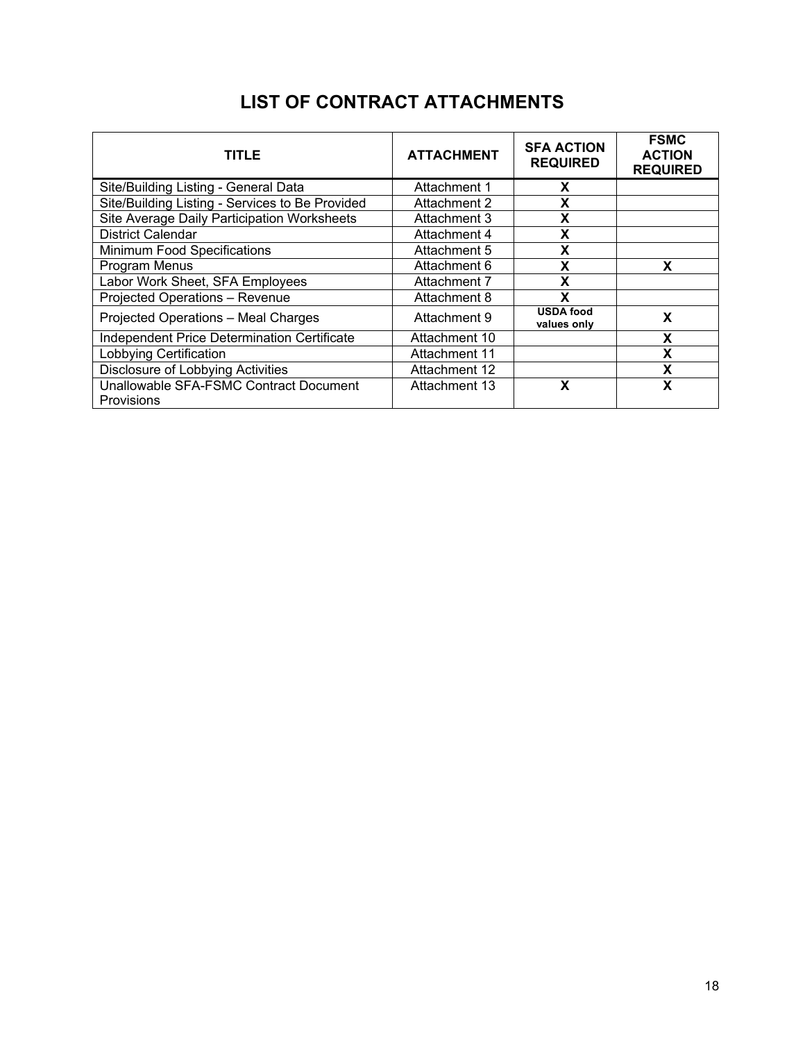# LIST OF CONTRACT ATTACHMENTS

| TITLE | ATTACHMENT | SFA ACTION REQUIRED | FSMC ACTION REQUIRED |
|---|---|---|---|
| Site/Building Listing - General Data | Attachment 1 | X | |
| Site/Building Listing - Services to Be Provided | Attachment 2 | X | |
| Site Average Daily Participation Worksheets | Attachment 3 | X | |
| District Calendar | Attachment 4 | X | |
| Minimum Food Specifications | Attachment 5 | X | |
| Program Menus | Attachment 6 | X | X |
| Labor Work Sheet, SFA Employees | Attachment 7 | X | |
| Projected Operations – Revenue | Attachment 8 | X | |
| Projected Operations – Meal Charges | Attachment 9 | USDA food values only | X |
| Independent Price Determination Certificate | Attachment 10 | | X |
| Lobbying Certification | Attachment 11 | | X |
| Disclosure of Lobbying Activities | Attachment 12 | | X |
| Unallowable SFA-FSMC Contract Document Provisions | Attachment 13 | X | X |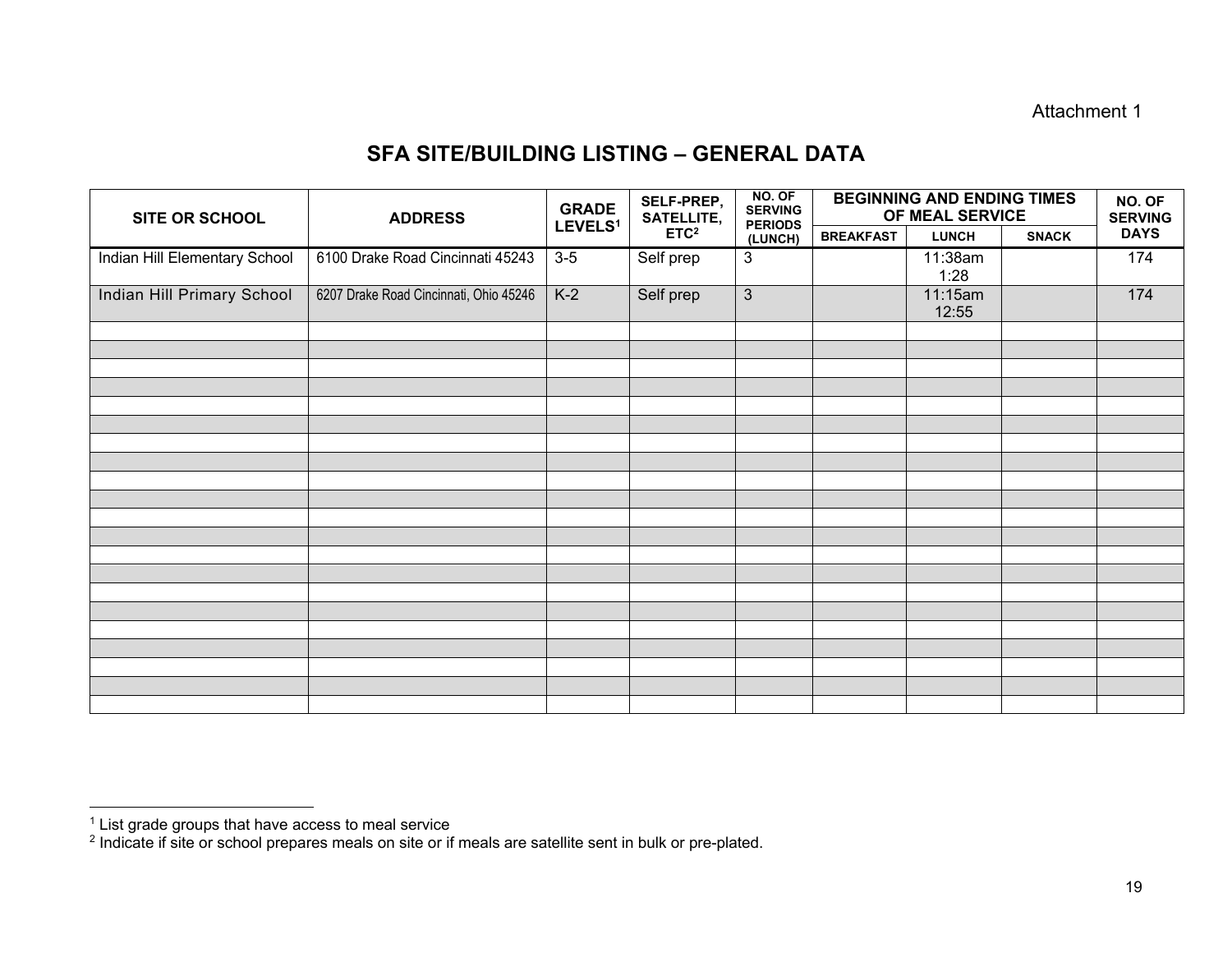Attachment 1

# SFA SITE/BUILDING LISTING – GENERAL DATA

| SITE OR SCHOOL | ADDRESS | GRADE LEVELS[1] | SELF-PREP, SATELLITE, ETC[2] | NO. OF SERVING PERIODS (LUNCH) | BEGINNING AND ENDING TIMES OF MEAL SERVICE | | | NO. OF SERVING DAYS |
|---|---|---|---|---|---|---|---|---|
| | | | | | BREAKFAST | LUNCH | SNACK | |
| Indian Hill Elementary School | 6100 Drake Road Cincinnati 45243 | 3-5 | Self prep | 3 | | 11:38am 1:28 | | 174 |
| Indian Hill Primary School | 6207 Drake Road Cincinnati, Ohio 45246 | K-2 | Self prep | 3 | | 11:15am 12:55 | | 174 |
| | | | | | | | | |
| | | | | | | | | |
| | | | | | | | | |
| | | | | | | | | |
| | | | | | | | | |
| | | | | | | | | |
| | | | | | | | | |
| | | | | | | | | |
| | | | | | | | | |
| | | | | | | | | |
| | | | | | | | | |
| | | | | | | | | |
| | | | | | | | | |
| | | | | | | | | |
| | | | | | | | | |
| | | | | | | | | |
| | | | | | | | | |
| | | | | | | | | |
| | | | | | | | | |
| | | | | | | | | |

[1] List grade groups that have access to meal service

[2] Indicate if site or school prepares meals on site or if meals are satellite sent in bulk or pre-plated.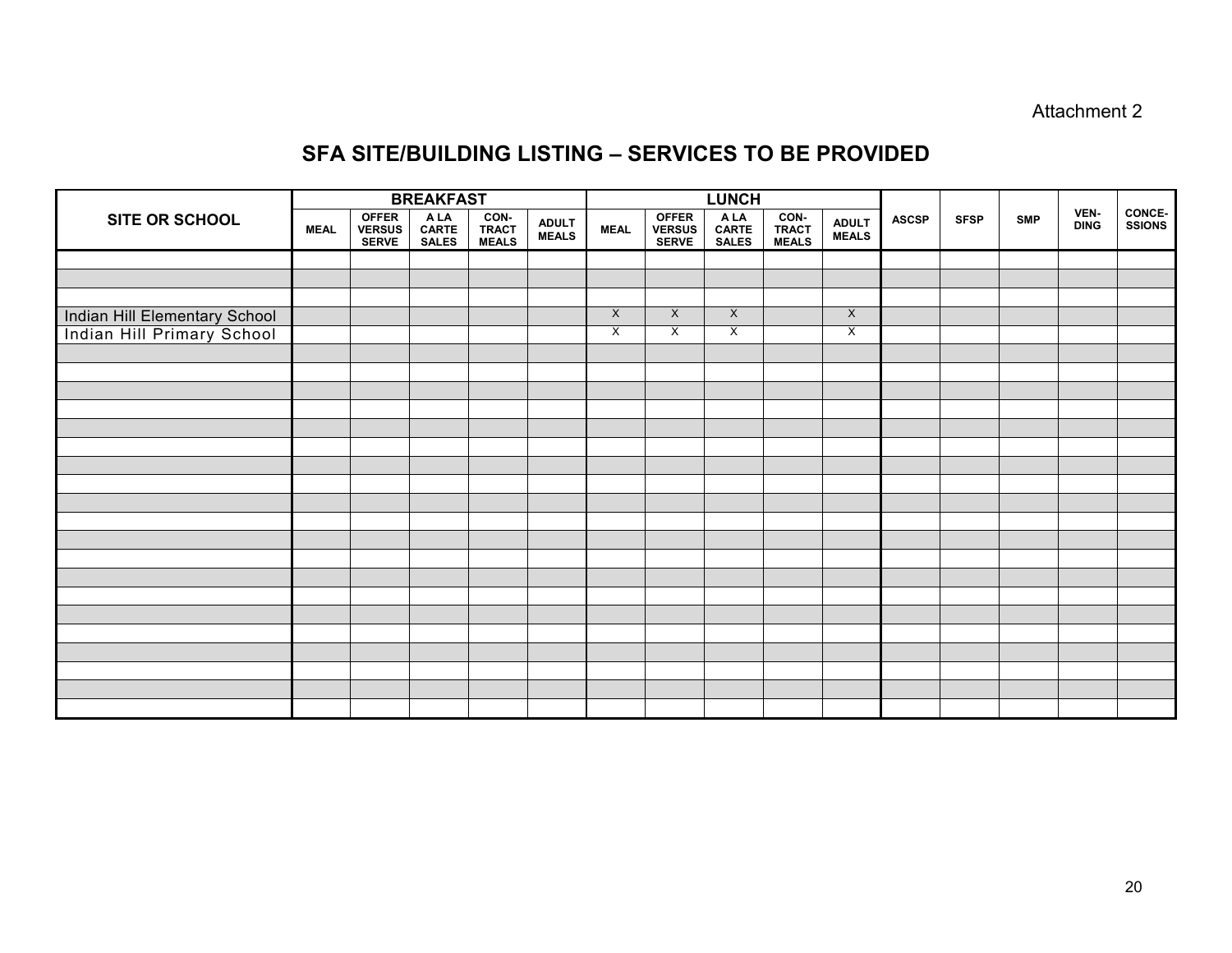Attachment 2

# SFA SITE/BUILDING LISTING – SERVICES TO BE PROVIDED

| SITE OR SCHOOL | BREAKFAST | | | | | LUNCH | | | | | ASCSP | SFSP | SMP | VEN-DING | CONCE-SSIONS |
|---|---|---|---|---|---|---|---|---|---|---|---|---|---|---|---|
| | MEAL | OFFER VERSUS SERVE | A LA CARTE SALES | CON-TRACT MEALS | ADULT MEALS | MEAL | OFFER VERSUS SERVE | A LA CARTE SALES | CON-TRACT MEALS | ADULT MEALS | | | | | |
| | | | | | | | | | | | | | | | |
| | | | | | | | | | | | | | | | |
| | | | | | | | | | | | | | | | |
| Indian Hill Elementary School | | | | | | X | X | X | | X | | | | | |
| Indian Hill Primary School | | | | | | X | X | X | | X | | | | | |
| | | | | | | | | | | | | | | | |
| | | | | | | | | | | | | | | | |
| | | | | | | | | | | | | | | | |
| | | | | | | | | | | | | | | | |
| | | | | | | | | | | | | | | | |
| | | | | | | | | | | | | | | | |
| | | | | | | | | | | | | | | | |
| | | | | | | | | | | | | | | | |
| | | | | | | | | | | | | | | | |
| | | | | | | | | | | | | | | | |
| | | | | | | | | | | | | | | | |
| | | | | | | | | | | | | | | | |
| | | | | | | | | | | | | | | | |
| | | | | | | | | | | | | | | | |
| | | | | | | | | | | | | | | | |
| | | | | | | | | | | | | | | | |
| | | | | | | | | | | | | | | | |
| | | | | | | | | | | | | | | | |
| | | | | | | | | | | | | | | | |
| | | | | | | | | | | | | | | | |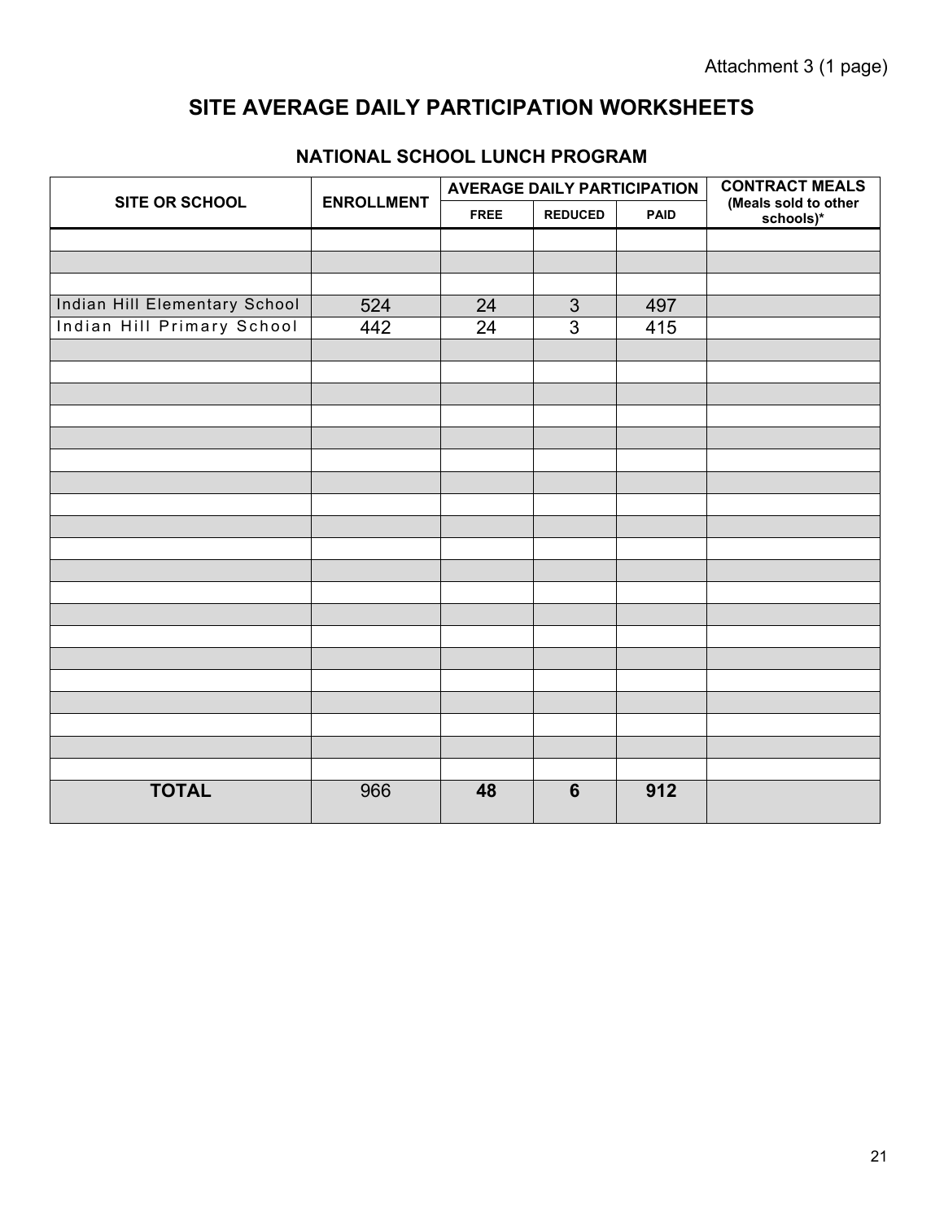Attachment 3 (1 page)

# SITE AVERAGE DAILY PARTICIPATION WORKSHEETS

## NATIONAL SCHOOL LUNCH PROGRAM

| SITE OR SCHOOL | ENROLLMENT | AVERAGE DAILY PARTICIPATION | | | CONTRACT MEALS (Meals sold to other schools)* |
|---|---|---|---|---|---|
| | | FREE | REDUCED | PAID | |
| | | | | | |
| | | | | | |
| | | | | | |
| Indian Hill Elementary School | 524 | 24 | 3 | 497 | |
| Indian Hill Primary School | 442 | 24 | 3 | 415 | |
| | | | | | |
| | | | | | |
| | | | | | |
| | | | | | |
| | | | | | |
| | | | | | |
| | | | | | |
| | | | | | |
| | | | | | |
| | | | | | |
| | | | | | |
| | | | | | |
| | | | | | |
| | | | | | |
| | | | | | |
| | | | | | |
| | | | | | |
| | | | | | |
| | | | | | |
| | | | | | |
| **TOTAL** | 966 | **48** | **6** | **912** | |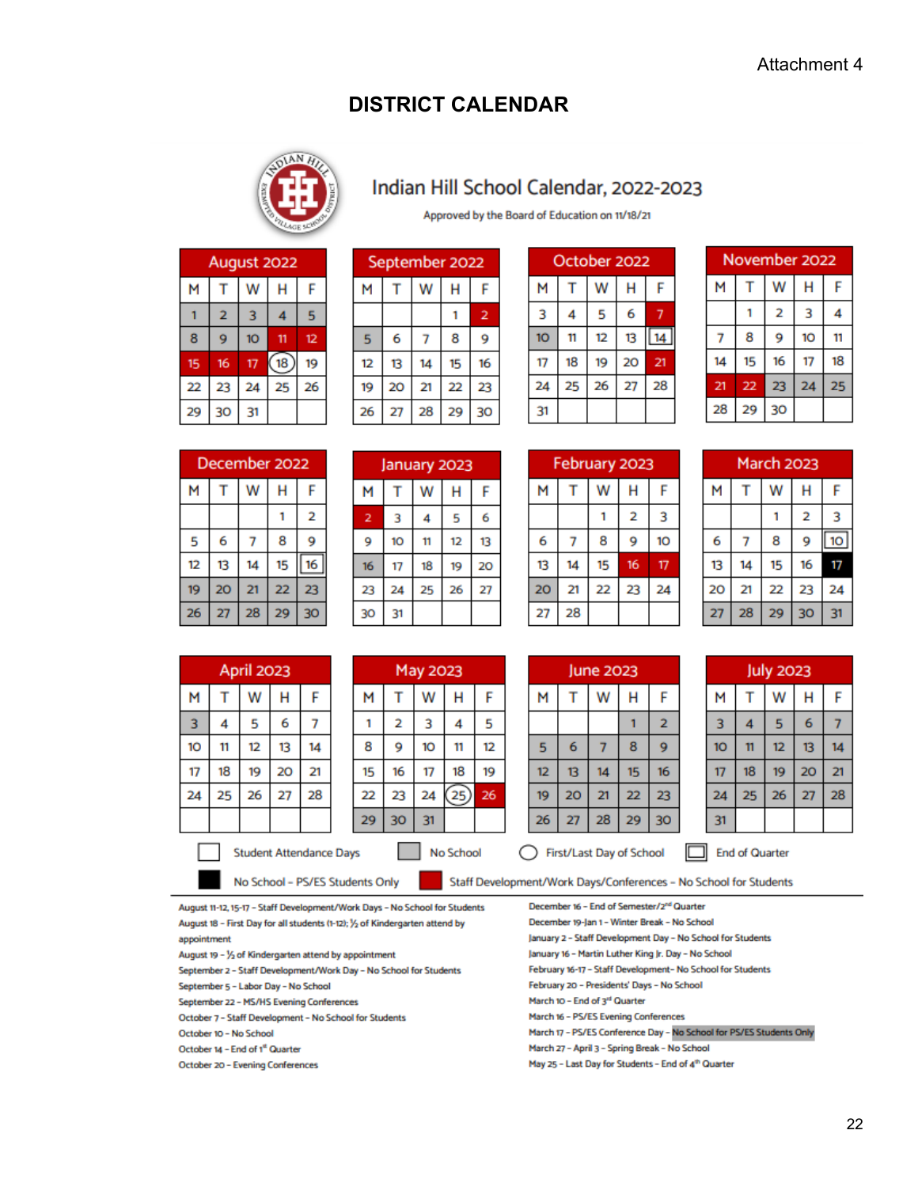Attachment 4

# DISTRICT CALENDAR

## Indian Hill School Calendar, 2022-2023

Approved by the Board of Education on 11/18/21

### August 2022

| M | T | W | H | F |
|---|---|---|---|---|
| 1 | 2 | 3 | 4 | 5 |
| 8 | 9 | 10 | 11 | 12 |
| 15 | 16 | 17 | 18 | 19 |
| 22 | 23 | 24 | 25 | 26 |
| 29 | 30 | 31 | | |

### September 2022

| M | T | W | H | F |
|---|---|---|---|---|
| | | | 1 | 2 |
| 5 | 6 | 7 | 8 | 9 |
| 12 | 13 | 14 | 15 | 16 |
| 19 | 20 | 21 | 22 | 23 |
| 26 | 27 | 28 | 29 | 30 |

### October 2022

| M | T | W | H | F |
|---|---|---|---|---|
| 3 | 4 | 5 | 6 | 7 |
| 10 | 11 | 12 | 13 | 14 |
| 17 | 18 | 19 | 20 | 21 |
| 24 | 25 | 26 | 27 | 28 |
| 31 | | | | |

### November 2022

| M | T | W | H | F |
|---|---|---|---|---|
| | 1 | 2 | 3 | 4 |
| 7 | 8 | 9 | 10 | 11 |
| 14 | 15 | 16 | 17 | 18 |
| 21 | 22 | 23 | 24 | 25 |
| 28 | 29 | 30 | | |

### December 2022

| M | T | W | H | F |
|---|---|---|---|---|
| | | | 1 | 2 |
| 5 | 6 | 7 | 8 | 9 |
| 12 | 13 | 14 | 15 | 16 |
| 19 | 20 | 21 | 22 | 23 |
| 26 | 27 | 28 | 29 | 30 |

### January 2023

| M | T | W | H | F |
|---|---|---|---|---|
| 2 | 3 | 4 | 5 | 6 |
| 9 | 10 | 11 | 12 | 13 |
| 16 | 17 | 18 | 19 | 20 |
| 23 | 24 | 25 | 26 | 27 |
| 30 | 31 | | | |

### February 2023

| M | T | W | H | F |
|---|---|---|---|---|
| | | 1 | 2 | 3 |
| 6 | 7 | 8 | 9 | 10 |
| 13 | 14 | 15 | 16 | 17 |
| 20 | 21 | 22 | 23 | 24 |
| 27 | 28 | | | |

### March 2023

| M | T | W | H | F |
|---|---|---|---|---|
| | | 1 | 2 | 3 |
| 6 | 7 | 8 | 9 | 10 |
| 13 | 14 | 15 | 16 | 17 |
| 20 | 21 | 22 | 23 | 24 |
| 27 | 28 | 29 | 30 | 31 |

### April 2023

| M | T | W | H | F |
|---|---|---|---|---|
| 3 | 4 | 5 | 6 | 7 |
| 10 | 11 | 12 | 13 | 14 |
| 17 | 18 | 19 | 20 | 21 |
| 24 | 25 | 26 | 27 | 28 |

### May 2023

| M | T | W | H | F |
|---|---|---|---|---|
| 1 | 2 | 3 | 4 | 5 |
| 8 | 9 | 10 | 11 | 12 |
| 15 | 16 | 17 | 18 | 19 |
| 22 | 23 | 24 | 25 | 26 |
| 29 | 30 | 31 | | |

### June 2023

| M | T | W | H | F |
|---|---|---|---|---|
| | | | 1 | 2 |
| 5 | 6 | 7 | 8 | 9 |
| 12 | 13 | 14 | 15 | 16 |
| 19 | 20 | 21 | 22 | 23 |
| 26 | 27 | 28 | 29 | 30 |

### July 2023

| M | T | W | H | F |
|---|---|---|---|---|
| 3 | 4 | 5 | 6 | 7 |
| 10 | 11 | 12 | 13 | 14 |
| 17 | 18 | 19 | 20 | 21 |
| 24 | 25 | 26 | 27 | 28 |
| 31 | | | | |

**Legend:**
- Student Attendance Days
- No School
- First/Last Day of School
- End of Quarter
- No School – PS/ES Students Only
- Staff Development/Work Days/Conferences – No School for Students

August 11-12, 15-17 – Staff Development/Work Days – No School for Students
August 18 – First Day for all students (1-12); ½ of Kindergarten attend by appointment
August 19 – ½ of Kindergarten attend by appointment
September 2 – Staff Development/Work Day – No School for Students
September 5 – Labor Day – No School
September 22 – MS/HS Evening Conferences
October 7 – Staff Development – No School for Students
October 10 – No School
October 14 – End of 1st Quarter
October 20 – Evening Conferences
December 16 – End of Semester/2nd Quarter
December 19-Jan 1 – Winter Break – No School
January 2 – Staff Development Day – No School for Students
January 16 – Martin Luther King Jr. Day – No School
February 16-17 – Staff Development- No School for Students
February 20 – Presidents' Days – No School
March 10 – End of 3rd Quarter
March 16 – PS/ES Evening Conferences
March 17 – PS/ES Conference Day – No School for PS/ES Students Only
March 27 – April 3 – Spring Break – No School
May 25 – Last Day for Students – End of 4th Quarter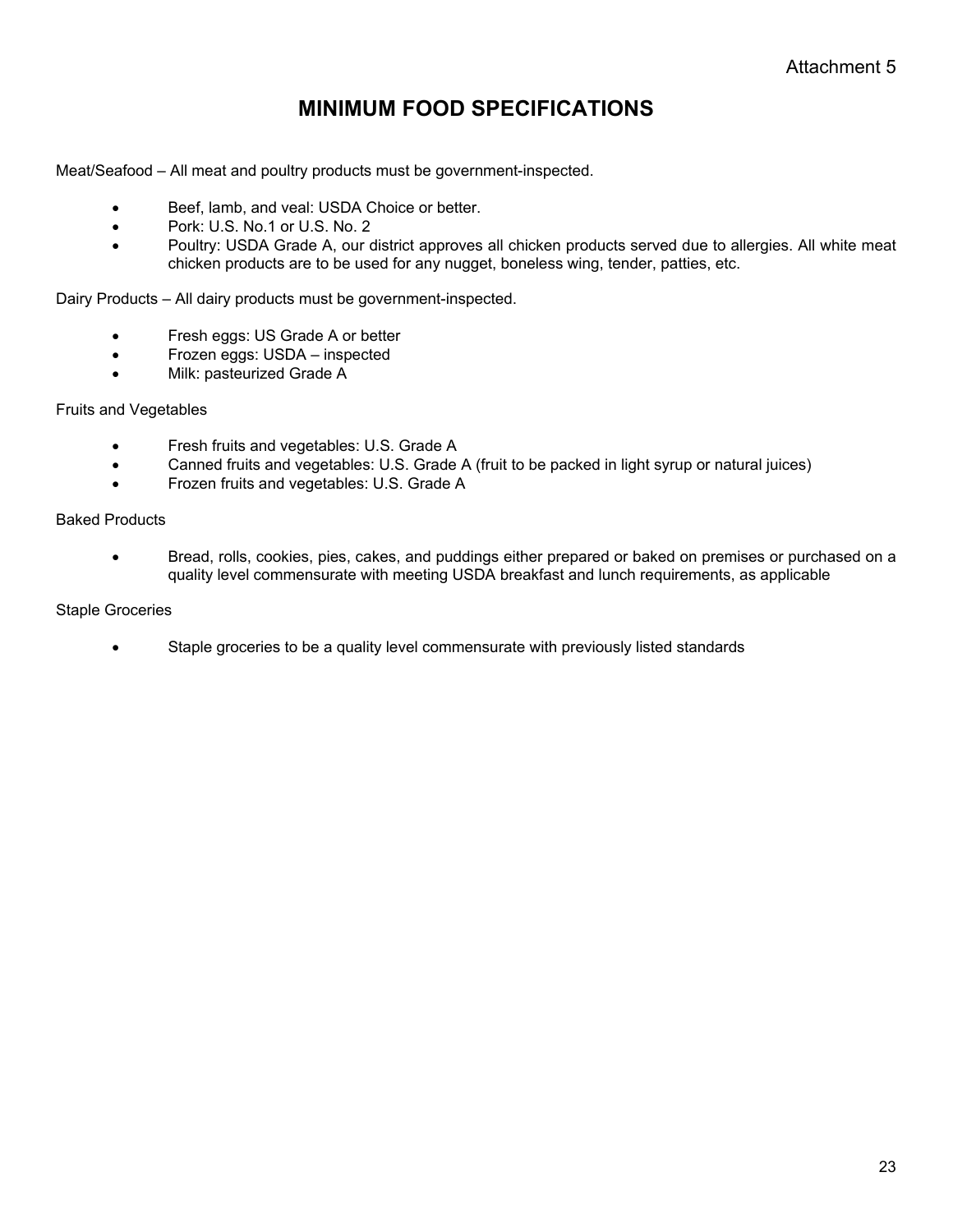Attachment 5

# MINIMUM FOOD SPECIFICATIONS

Meat/Seafood – All meat and poultry products must be government-inspected.

- Beef, lamb, and veal: USDA Choice or better.
- Pork: U.S. No.1 or U.S. No. 2
- Poultry: USDA Grade A, our district approves all chicken products served due to allergies. All white meat chicken products are to be used for any nugget, boneless wing, tender, patties, etc.

Dairy Products – All dairy products must be government-inspected.

- Fresh eggs: US Grade A or better
- Frozen eggs: USDA – inspected
- Milk: pasteurized Grade A

Fruits and Vegetables

- Fresh fruits and vegetables: U.S. Grade A
- Canned fruits and vegetables: U.S. Grade A (fruit to be packed in light syrup or natural juices)
- Frozen fruits and vegetables: U.S. Grade A

Baked Products

- Bread, rolls, cookies, pies, cakes, and puddings either prepared or baked on premises or purchased on a quality level commensurate with meeting USDA breakfast and lunch requirements, as applicable

Staple Groceries

- Staple groceries to be a quality level commensurate with previously listed standards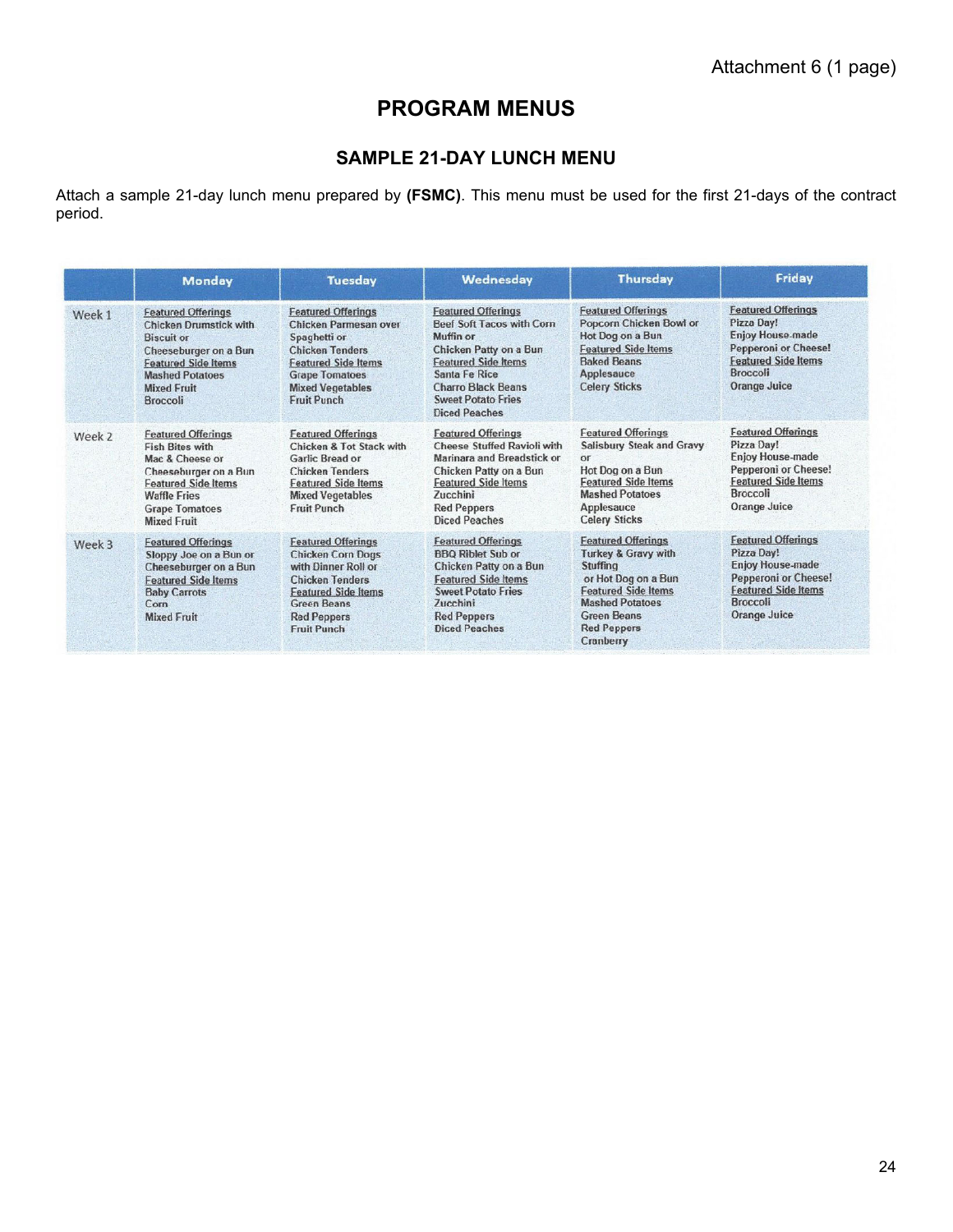Attachment 6 (1 page)

# PROGRAM MENUS

## SAMPLE 21-DAY LUNCH MENU

Attach a sample 21-day lunch menu prepared by **(FSMC)**. This menu must be used for the first 21-days of the contract period.

| | Monday | Tuesday | Wednesday | Thursday | Friday |
|---|---|---|---|---|---|
| Week 1 | Featured Offerings<br>Chicken Drumstick with Biscuit or<br>Cheeseburger on a Bun<br>Featured Side Items<br>Mashed Potatoes<br>Mixed Fruit<br>Broccoli | Featured Offerings<br>Chicken Parmesan over Spaghetti or<br>Chicken Tenders<br>Featured Side Items<br>Grape Tomatoes<br>Mixed Vegetables<br>Fruit Punch | Featured Offerings<br>Beef Soft Tacos with Corn Muffin or<br>Chicken Patty on a Bun<br>Featured Side Items<br>Santa Fe Rice<br>Charro Black Beans<br>Sweet Potato Fries<br>Diced Peaches | Featured Offerings<br>Popcorn Chicken Bowl or<br>Hot Dog on a Bun<br>Featured Side Items<br>Baked Beans<br>Applesauce<br>Celery Sticks | Featured Offerings<br>Pizza Day!<br>Enjoy House-made Pepperoni or Cheese!<br>Featured Side Items<br>Broccoli<br>Orange Juice |
| Week 2 | Featured Offerings<br>Fish Bites with Mac & Cheese or<br>Cheeseburger on a Bun<br>Featured Side Items<br>Waffle Fries<br>Grape Tomatoes<br>Mixed Fruit | Featured Offerings<br>Chicken & Tot Stack with Garlic Bread or<br>Chicken Tenders<br>Featured Side Items<br>Mixed Vegetables<br>Fruit Punch | Featured Offerings<br>Cheese Stuffed Ravioli with Marinara and Breadstick or<br>Chicken Patty on a Bun<br>Featured Side Items<br>Zucchini<br>Red Peppers<br>Diced Peaches | Featured Offerings<br>Salisbury Steak and Gravy or<br>Hot Dog on a Bun<br>Featured Side Items<br>Mashed Potatoes<br>Applesauce<br>Celery Sticks | Featured Offerings<br>Pizza Day!<br>Enjoy House-made Pepperoni or Cheese!<br>Featured Side Items<br>Broccoli<br>Orange Juice |
| Week 3 | Featured Offerings<br>Sloppy Joe on a Bun or<br>Cheeseburger on a Bun<br>Featured Side Items<br>Baby Carrots<br>Corn<br>Mixed Fruit | Featured Offerings<br>Chicken Corn Dogs with Dinner Roll or<br>Chicken Tenders<br>Featured Side Items<br>Green Beans<br>Red Peppers<br>Fruit Punch | Featured Offerings<br>BBQ Riblet Sub or<br>Chicken Patty on a Bun<br>Featured Side Items<br>Sweet Potato Fries<br>Zucchini<br>Red Peppers<br>Diced Peaches | Featured Offerings<br>Turkey & Gravy with Stuffing<br>or Hot Dog on a Bun<br>Featured Side Items<br>Mashed Potatoes<br>Green Beans<br>Red Peppers<br>Cranberry | Featured Offerings<br>Pizza Day!<br>Enjoy House-made Pepperoni or Cheese!<br>Featured Side Items<br>Broccoli<br>Orange Juice |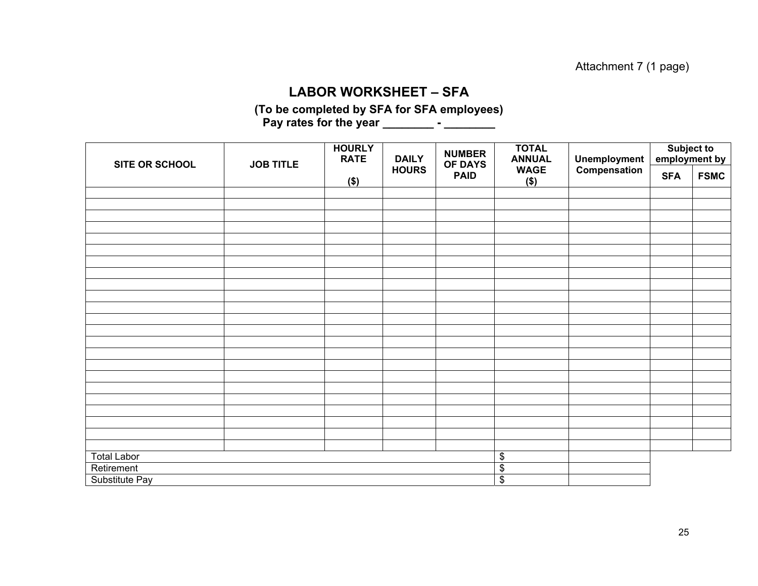Attachment 7 (1 page)

# LABOR WORKSHEET – SFA

**(To be completed by SFA for SFA employees)**
**Pay rates for the year ________ - ________**

| SITE OR SCHOOL | JOB TITLE | HOURLY RATE ($) | DAILY HOURS | NUMBER OF DAYS PAID | TOTAL ANNUAL WAGE ($) | Unemployment Compensation | Subject to employment by | |
|---|---|---|---|---|---|---|---|---|
| | | | | | | | SFA | FSMC |
| | | | | | | | | |
| | | | | | | | | |
| | | | | | | | | |
| | | | | | | | | |
| | | | | | | | | |
| | | | | | | | | |
| | | | | | | | | |
| | | | | | | | | |
| | | | | | | | | |
| | | | | | | | | |
| | | | | | | | | |
| | | | | | | | | |
| | | | | | | | | |
| | | | | | | | | |
| | | | | | | | | |
| | | | | | | | | |
| | | | | | | | | |
| | | | | | | | | |
| | | | | | | | | |
| | | | | | | | | |
| | | | | | | | | |
| | | | | | | | | |
| | | | | | | | | |
| Total Labor | | | | | $ | | | |
| Retirement | | | | | $ | | | |
| Substitute Pay | | | | | $ | | | |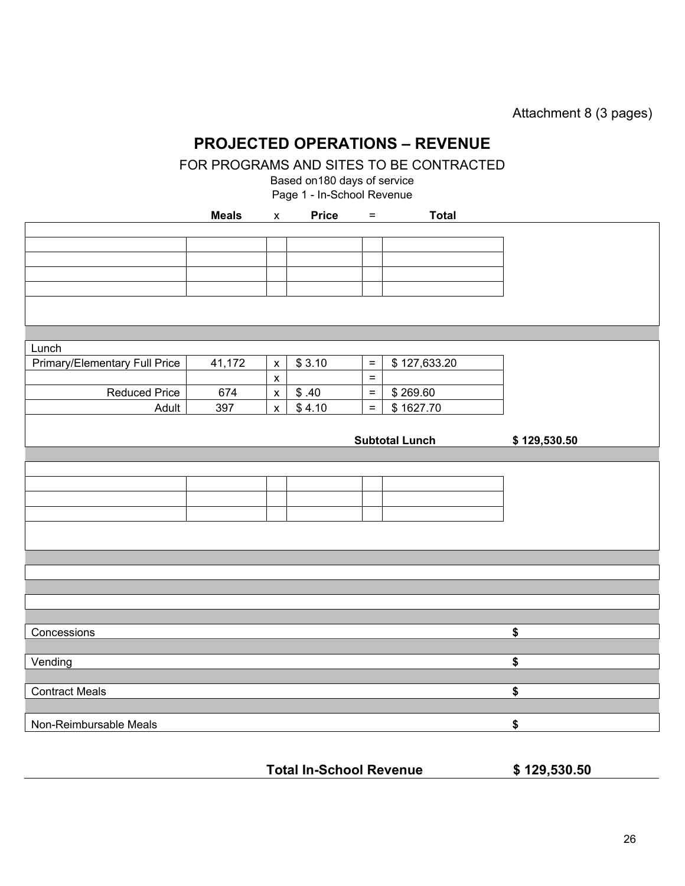Attachment 8 (3 pages)

# PROJECTED OPERATIONS – REVENUE

FOR PROGRAMS AND SITES TO BE CONTRACTED

Based on180 days of service

Page 1 - In-School Revenue

| | Meals | x | Price | = | Total | |
|---|---|---|---|---|---|---|
| | | | | | | |
| | | | | | | |
| | | | | | | |
| | | | | | | |
| Lunch | | | | | | |
| Primary/Elementary Full Price | 41,172 | x | $ 3.10 | = | $ 127,633.20 | |
| | | x | | = | | |
| Reduced Price | 674 | x | $ .40 | = | $ 269.60 | |
| Adult | 397 | x | $ 4.10 | = | $ 1627.70 | |
| | | | | | **Subtotal Lunch** | **$ 129,530.50** |
| | | | | | | |
| | | | | | | |
| | | | | | | |
| Concessions | | | | | | **$** |
| Vending | | | | | | **$** |
| Contract Meals | | | | | | **$** |
| Non-Reimbursable Meals | | | | | | **$** |

**Total In-School Revenue** **$ 129,530.50**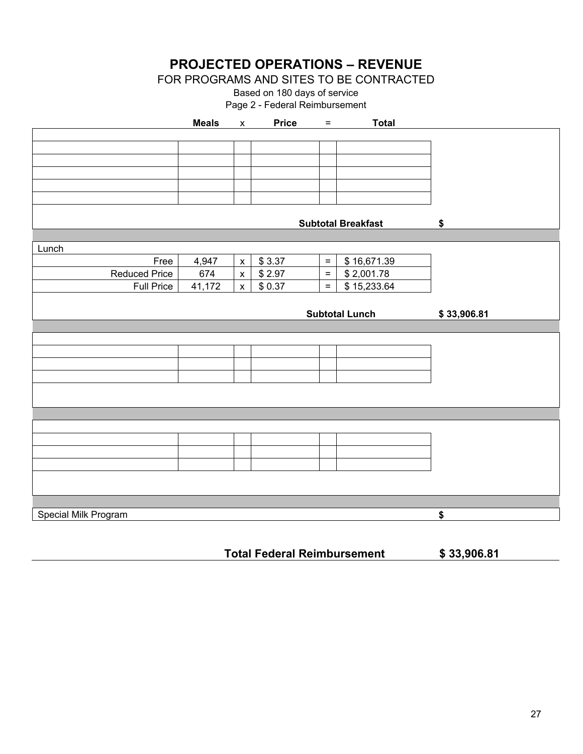# PROJECTED OPERATIONS – REVENUE

FOR PROGRAMS AND SITES TO BE CONTRACTED

Based on 180 days of service

Page 2 - Federal Reimbursement

| | Meals | x | Price | = | Total | |
|---|---|---|---|---|---|---|
| | | | | | | |
| | | | | | | |
| | | | | | | |
| | | | | | | |
| | | | | | | |
| | | | | | **Subtotal Breakfast** | **$** |
| Lunch | | | | | | |
| Free | 4,947 | x | $ 3.37 | = | $ 16,671.39 | |
| Reduced Price | 674 | x | $ 2.97 | = | $ 2,001.78 | |
| Full Price | 41,172 | x | $ 0.37 | = | $ 15,233.64 | |
| | | | | | **Subtotal Lunch** | **$ 33,906.81** |
| | | | | | | |
| | | | | | | |
| | | | | | | |
| | | | | | | |
| | | | | | | |
| | | | | | | |
| Special Milk Program | | | | | | **$** |

**Total Federal Reimbursement** **$ 33,906.81**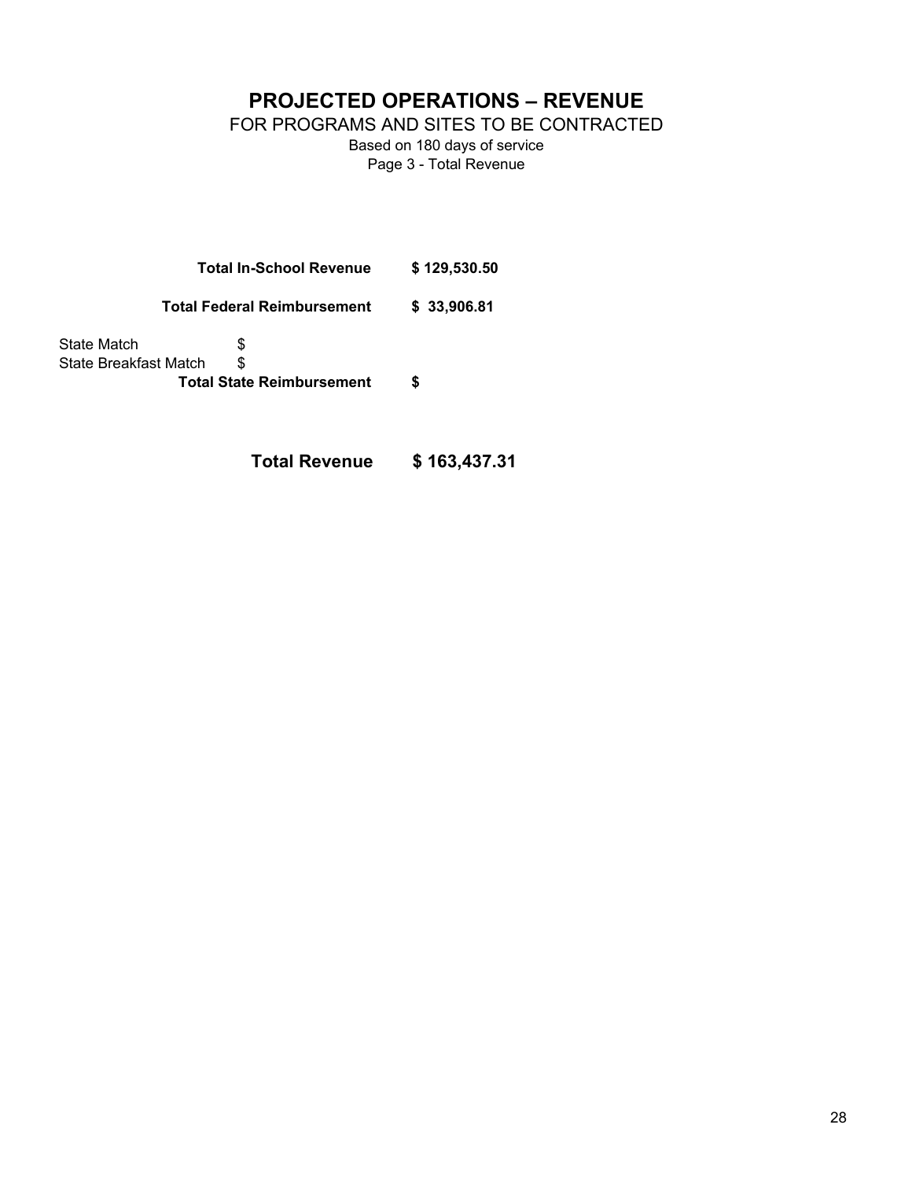# PROJECTED OPERATIONS – REVENUE

FOR PROGRAMS AND SITES TO BE CONTRACTED

Based on 180 days of service

Page 3 - Total Revenue

| | | |
|---|---|---|
| | **Total In-School Revenue** | **$ 129,530.50** |
| | **Total Federal Reimbursement** | **$ 33,906.81** |
| State Match | $ | |
| State Breakfast Match | $ | |
| | **Total State Reimbursement** | **$** |
| | **Total Revenue** | **$ 163,437.31** |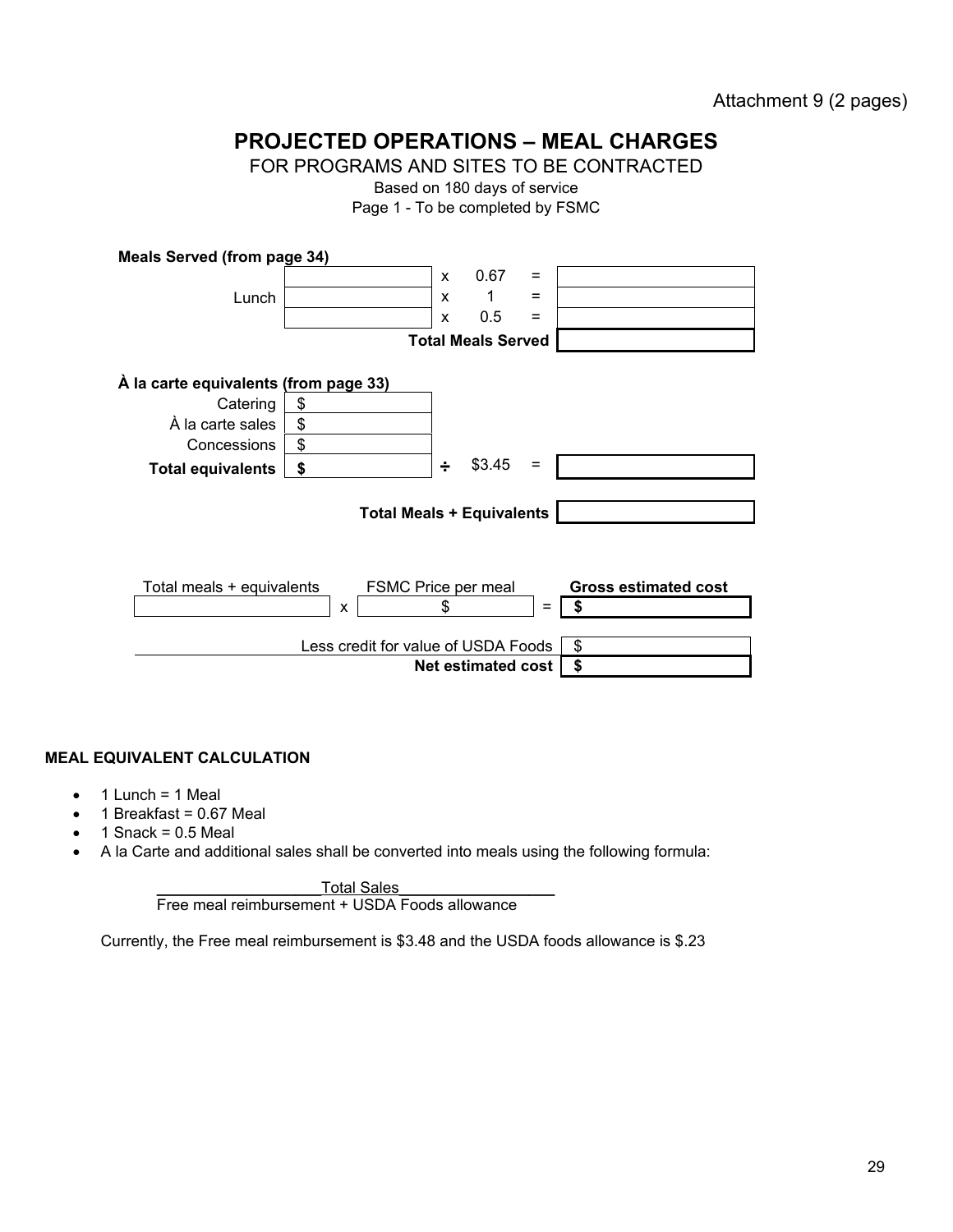Attachment 9 (2 pages)

# PROJECTED OPERATIONS – MEAL CHARGES

FOR PROGRAMS AND SITES TO BE CONTRACTED

Based on 180 days of service

Page 1 - To be completed by FSMC

**Meals Served (from page 34)**

| | | | | | |
|---|---|---|---|---|---|
| | | x | 0.67 | = | |
| Lunch | | x | 1 | = | |
| | | x | 0.5 | = | |
| | | **Total Meals Served** | | | |

**À la carte equivalents (from page 33)**

| | | | | | |
|---|---|---|---|---|---|
| Catering | $ | | | | |
| À la carte sales | $ | | | | |
| Concessions | $ | | | | |
| **Total equivalents** | **$** | ÷ | $3.45 | = | |

**Total Meals + Equivalents** ____________

| Total meals + equivalents | | FSMC Price per meal | | **Gross estimated cost** |
|---|---|---|---|---|
| | x | $ | = | **$** |

| | |
|---|---|
| Less credit for value of USDA Foods | $ |
| **Net estimated cost** | **$** |

**MEAL EQUIVALENT CALCULATION**

- 1 Lunch = 1 Meal
- 1 Breakfast = 0.67 Meal
- 1 Snack = 0.5 Meal
- A la Carte and additional sales shall be converted into meals using the following formula:

$$\frac{\text{Total Sales}}{\text{Free meal reimbursement + USDA Foods allowance}}$$

Currently, the Free meal reimbursement is $3.48 and the USDA foods allowance is $.23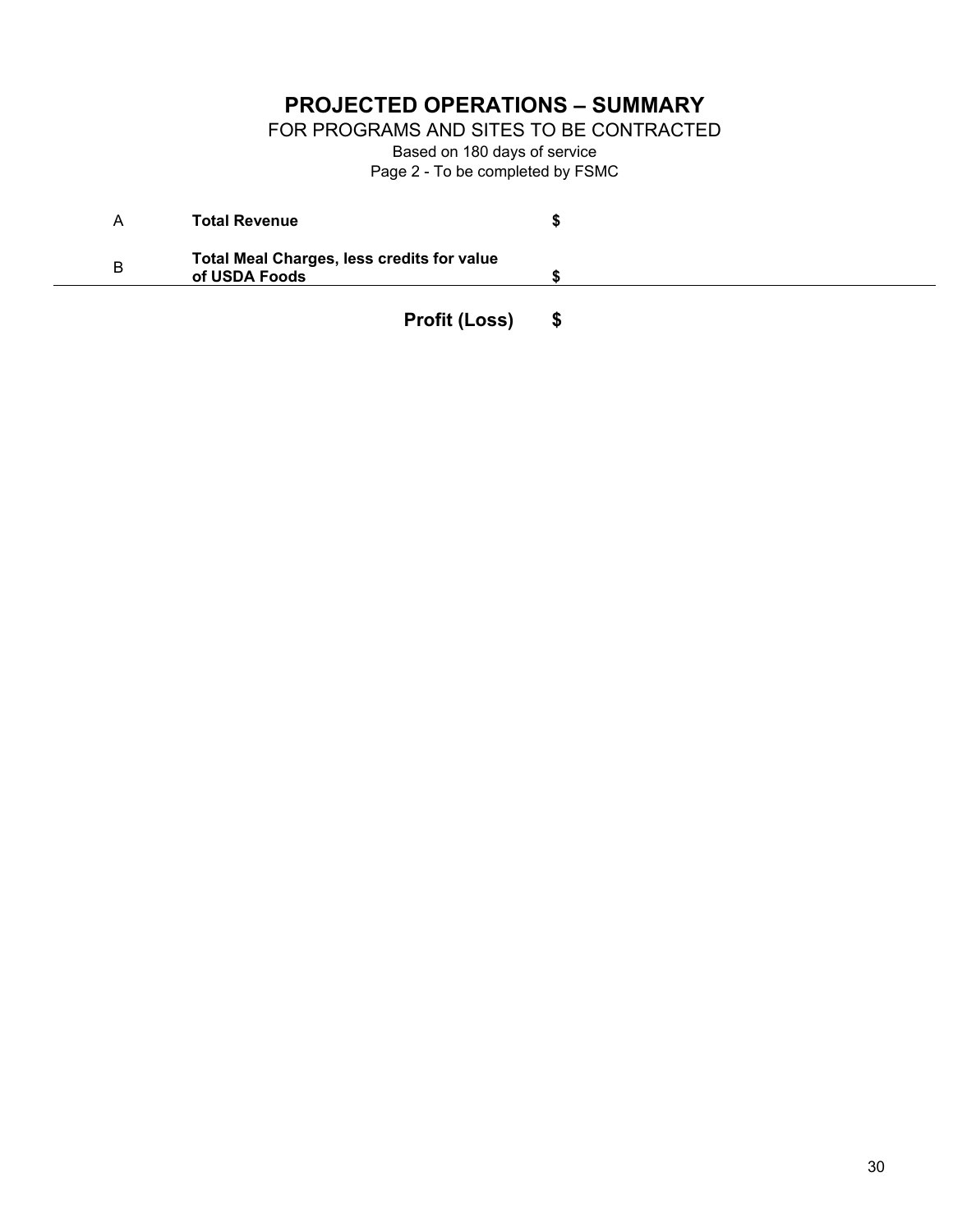# PROJECTED OPERATIONS – SUMMARY

FOR PROGRAMS AND SITES TO BE CONTRACTED

Based on 180 days of service

Page 2 - To be completed by FSMC

| | | |
|---|---|---|
| A | **Total Revenue** | **$** |
| B | **Total Meal Charges, less credits for value of USDA Foods** | **$** |
| | **Profit (Loss)** | **$** |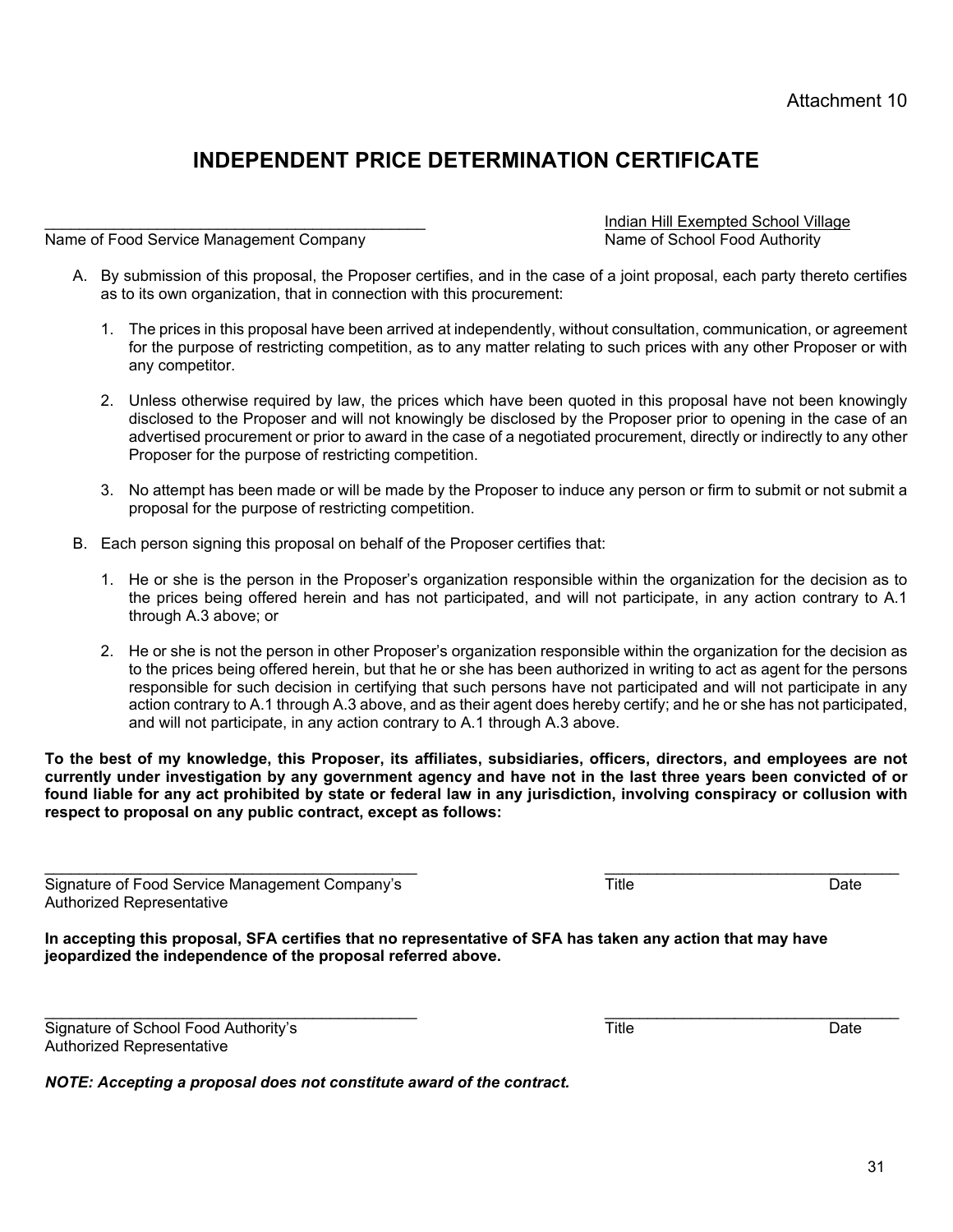Attachment 10

# INDEPENDENT PRICE DETERMINATION CERTIFICATE

| _____________________________________________ | Indian Hill Exempted School Village |
|---|---|
| Name of Food Service Management Company | Name of School Food Authority |

A. By submission of this proposal, the Proposer certifies, and in the case of a joint proposal, each party thereto certifies as to its own organization, that in connection with this procurement:

   1. The prices in this proposal have been arrived at independently, without consultation, communication, or agreement for the purpose of restricting competition, as to any matter relating to such prices with any other Proposer or with any competitor.

   2. Unless otherwise required by law, the prices which have been quoted in this proposal have not been knowingly disclosed to the Proposer and will not knowingly be disclosed by the Proposer prior to opening in the case of an advertised procurement or prior to award in the case of a negotiated procurement, directly or indirectly to any other Proposer for the purpose of restricting competition.

   3. No attempt has been made or will be made by the Proposer to induce any person or firm to submit or not submit a proposal for the purpose of restricting competition.

B. Each person signing this proposal on behalf of the Proposer certifies that:

   1. He or she is the person in the Proposer's organization responsible within the organization for the decision as to the prices being offered herein and has not participated, and will not participate, in any action contrary to A.1 through A.3 above; or

   2. He or she is not the person in other Proposer's organization responsible within the organization for the decision as to the prices being offered herein, but that he or she has been authorized in writing to act as agent for the persons responsible for such decision in certifying that such persons have not participated and will not participate in any action contrary to A.1 through A.3 above, and as their agent does hereby certify; and he or she has not participated, and will not participate, in any action contrary to A.1 through A.3 above.

**To the best of my knowledge, this Proposer, its affiliates, subsidiaries, officers, directors, and employees are not currently under investigation by any government agency and have not in the last three years been convicted of or found liable for any act prohibited by state or federal law in any jurisdiction, involving conspiracy or collusion with respect to proposal on any public contract, except as follows:**

_____________________________________________ &nbsp;&nbsp;&nbsp;&nbsp; ___________________________________

Signature of Food Service Management Company's Authorized Representative &nbsp;&nbsp;&nbsp;&nbsp; Title &nbsp;&nbsp;&nbsp;&nbsp; Date

**In accepting this proposal, SFA certifies that no representative of SFA has taken any action that may have jeopardized the independence of the proposal referred above.**

_____________________________________________ &nbsp;&nbsp;&nbsp;&nbsp; ___________________________________

Signature of School Food Authority's Authorized Representative &nbsp;&nbsp;&nbsp;&nbsp; Title &nbsp;&nbsp;&nbsp;&nbsp; Date

***NOTE: Accepting a proposal does not constitute award of the contract.***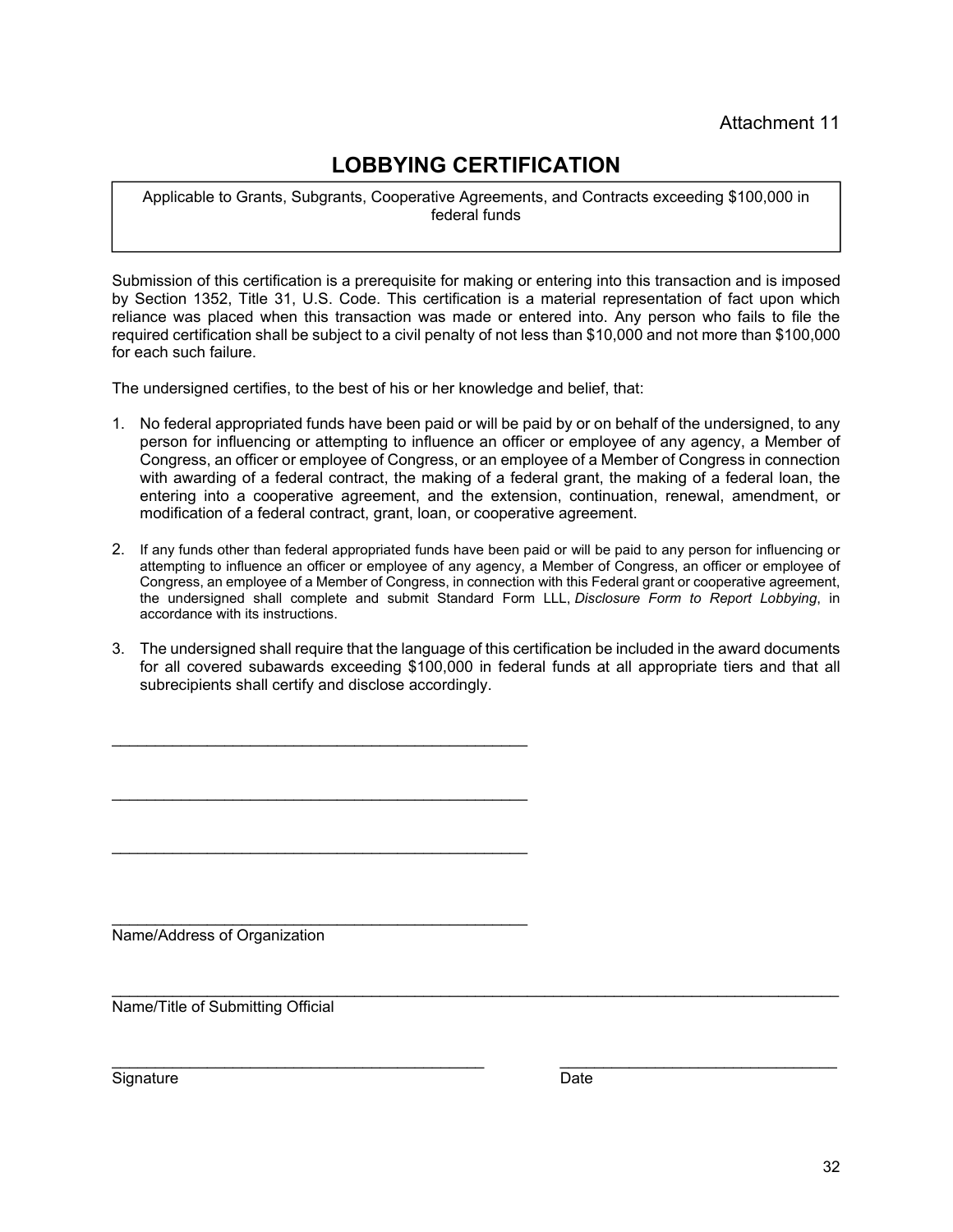Attachment 11

# LOBBYING CERTIFICATION

Applicable to Grants, Subgrants, Cooperative Agreements, and Contracts exceeding $100,000 in federal funds

Submission of this certification is a prerequisite for making or entering into this transaction and is imposed by Section 1352, Title 31, U.S. Code. This certification is a material representation of fact upon which reliance was placed when this transaction was made or entered into. Any person who fails to file the required certification shall be subject to a civil penalty of not less than $10,000 and not more than $100,000 for each such failure.

The undersigned certifies, to the best of his or her knowledge and belief, that:

1. No federal appropriated funds have been paid or will be paid by or on behalf of the undersigned, to any person for influencing or attempting to influence an officer or employee of any agency, a Member of Congress, an officer or employee of Congress, or an employee of a Member of Congress in connection with awarding of a federal contract, the making of a federal grant, the making of a federal loan, the entering into a cooperative agreement, and the extension, continuation, renewal, amendment, or modification of a federal contract, grant, loan, or cooperative agreement.

2. If any funds other than federal appropriated funds have been paid or will be paid to any person for influencing or attempting to influence an officer or employee of any agency, a Member of Congress, an officer or employee of Congress, an employee of a Member of Congress, in connection with this Federal grant or cooperative agreement, the undersigned shall complete and submit Standard Form LLL, *Disclosure Form to Report Lobbying*, in accordance with its instructions.

3. The undersigned shall require that the language of this certification be included in the award documents for all covered subawards exceeding $100,000 in federal funds at all appropriate tiers and that all subrecipients shall certify and disclose accordingly.

\_\_\_\_\_\_\_\_\_\_\_\_\_\_\_\_\_\_\_\_\_\_\_\_\_\_\_\_\_\_\_\_\_\_\_\_\_\_\_\_\_\_\_\_

\_\_\_\_\_\_\_\_\_\_\_\_\_\_\_\_\_\_\_\_\_\_\_\_\_\_\_\_\_\_\_\_\_\_\_\_\_\_\_\_\_\_\_\_

\_\_\_\_\_\_\_\_\_\_\_\_\_\_\_\_\_\_\_\_\_\_\_\_\_\_\_\_\_\_\_\_\_\_\_\_\_\_\_\_\_\_\_\_

\_\_\_\_\_\_\_\_\_\_\_\_\_\_\_\_\_\_\_\_\_\_\_\_\_\_\_\_\_\_\_\_\_\_\_\_\_\_\_\_\_\_\_\_

Name/Address of Organization

\_\_\_\_\_\_\_\_\_\_\_\_\_\_\_\_\_\_\_\_\_\_\_\_\_\_\_\_\_\_\_\_\_\_\_\_\_\_\_\_\_\_\_\_\_\_\_\_\_\_\_\_\_\_\_\_\_\_\_\_\_\_\_\_\_\_\_\_\_\_\_\_\_\_\_\_

Name/Title of Submitting Official

\_\_\_\_\_\_\_\_\_\_\_\_\_\_\_\_\_\_\_\_\_\_\_\_\_\_\_\_\_\_\_\_\_\_\_\_\_\_\_\_ \_\_\_\_\_\_\_\_\_\_\_\_\_\_\_\_\_\_\_\_\_\_\_\_\_\_\_\_\_\_

Signature Date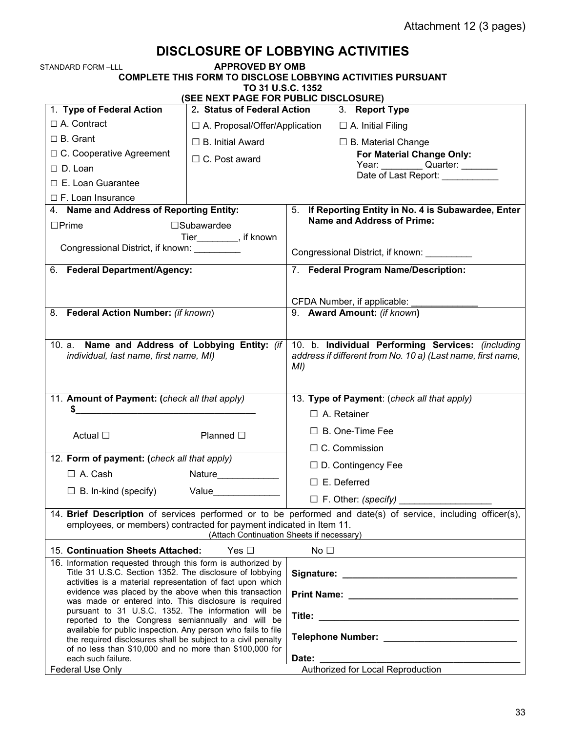Attachment 12 (3 pages)

# DISCLOSURE OF LOBBYING ACTIVITIES

STANDARD FORM –LLL

**APPROVED BY OMB**

**COMPLETE THIS FORM TO DISCLOSE LOBBYING ACTIVITIES PURSUANT TO 31 U.S.C. 1352**

**(SEE NEXT PAGE FOR PUBLIC DISCLOSURE)**

| 1. **Type of Federal Action** | 2. **Status of Federal Action** | 3. **Report Type** |
|---|---|---|
| ☐ A. Contract<br>☐ B. Grant<br>☐ C. Cooperative Agreement<br>☐ D. Loan<br>☐ E. Loan Guarantee<br>☐ F. Loan Insurance | ☐ A. Proposal/Offer/Application<br>☐ B. Initial Award<br>☐ C. Post award | ☐ A. Initial Filing<br>☐ B. Material Change<br>**For Material Change Only:**<br>Year: ________ Quarter: _______<br>Date of Last Report: ___________ |

| | |
|---|---|
| 4. **Name and Address of Reporting Entity:**<br>☐Prime ☐Subawardee<br>Tier________, if known<br>Congressional District, if known: _________ | 5. **If Reporting Entity in No. 4 is Subawardee, Enter Name and Address of Prime:**<br><br>Congressional District, if known: _________ |
| 6. **Federal Department/Agency:** | 7. **Federal Program Name/Description:**<br><br>CFDA Number, if applicable: _____________ |
| 8. **Federal Action Number:** *(if known)* | 9. **Award Amount:** *(if known)* |
| 10. a. **Name and Address of Lobbying Entity:** *(if individual, last name, first name, MI)* | 10. b. **Individual Performing Services:** *(including address if different from No. 10 a) (Last name, first name, MI)* |
| 11. **Amount of Payment: (***check all that apply)*<br>$___________________________________<br>Actual ☐ Planned ☐ | 13. **Type of Payment**: (*check all that apply)*<br>☐ A. Retainer<br>☐ B. One-Time Fee<br>☐ C. Commission<br>☐ D. Contingency Fee<br>☐ E. Deferred<br>☐ F. Other: *(specify)* _________________ |
| 12. **Form of payment: (***check all that apply)*<br>☐ A. Cash Nature____________<br>☐ B. In-kind (specify) Value_____________ | |

14. **Brief Description** of services performed or to be performed and date(s) of service, including officer(s), employees, or members) contracted for payment indicated in Item 11.
(Attach Continuation Sheets if necessary)

15. **Continuation Sheets Attached:** Yes ☐ No ☐

| | |
|---|---|
| 16. Information requested through this form is authorized by Title 31 U.S.C. Section 1352. The disclosure of lobbying activities is a material representation of fact upon which evidence was placed by the above when this transaction was made or entered into. This disclosure is required pursuant to 31 U.S.C. 1352. The information will be reported to the Congress semiannually and will be available for public inspection. Any person who fails to file the required disclosures shall be subject to a civil penalty of no less than $10,000 and no more than $100,000 for each such failure. | **Signature:** ________________________________<br>**Print Name:** ________________________________<br>**Title:** ________________________________<br>**Telephone Number:** ________________________<br>**Date:** ________________________________ |
| Federal Use Only | Authorized for Local Reproduction |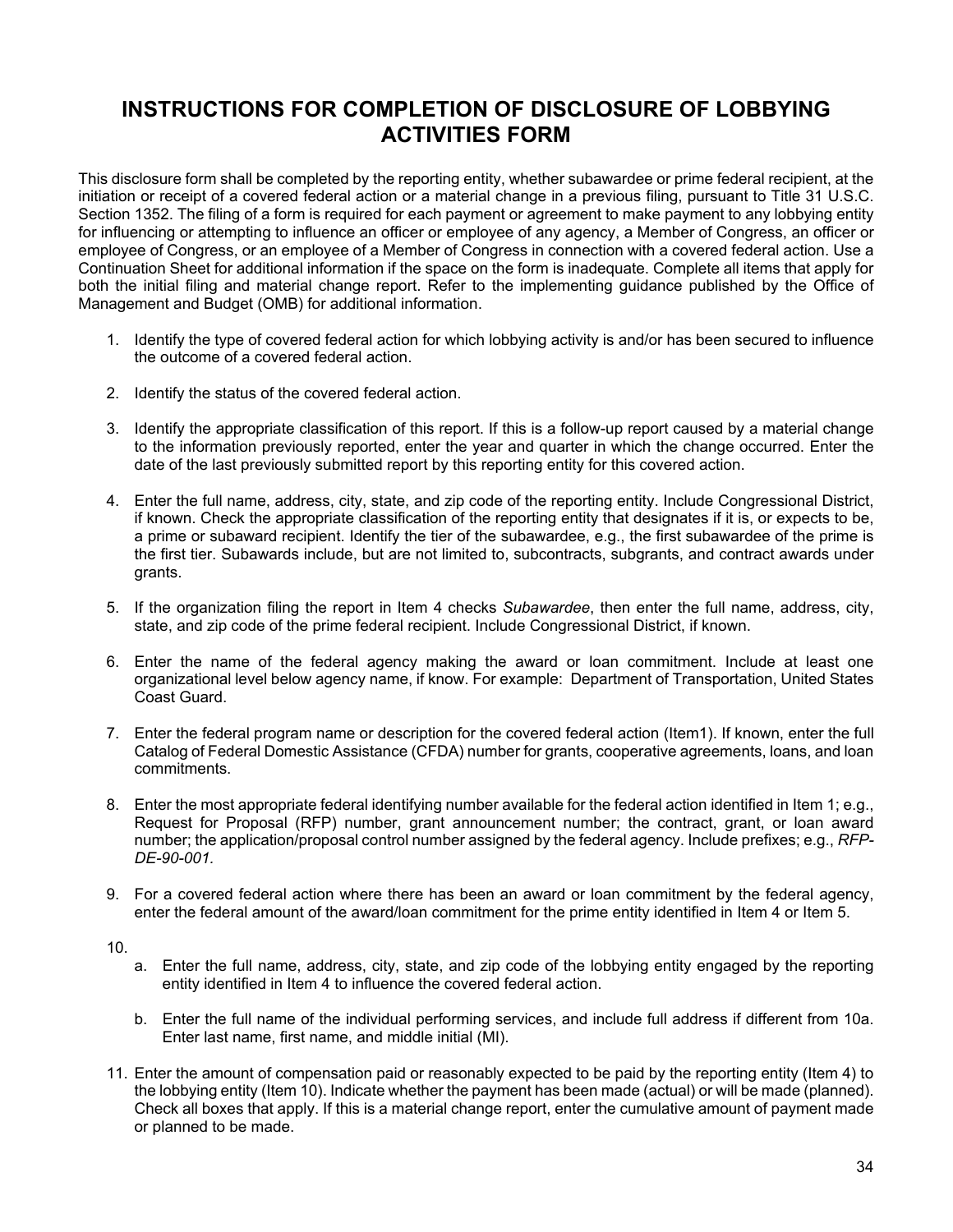# INSTRUCTIONS FOR COMPLETION OF DISCLOSURE OF LOBBYING ACTIVITIES FORM

This disclosure form shall be completed by the reporting entity, whether subawardee or prime federal recipient, at the initiation or receipt of a covered federal action or a material change in a previous filing, pursuant to Title 31 U.S.C. Section 1352. The filing of a form is required for each payment or agreement to make payment to any lobbying entity for influencing or attempting to influence an officer or employee of any agency, a Member of Congress, an officer or employee of Congress, or an employee of a Member of Congress in connection with a covered federal action. Use a Continuation Sheet for additional information if the space on the form is inadequate. Complete all items that apply for both the initial filing and material change report. Refer to the implementing guidance published by the Office of Management and Budget (OMB) for additional information.

1. Identify the type of covered federal action for which lobbying activity is and/or has been secured to influence the outcome of a covered federal action.

2. Identify the status of the covered federal action.

3. Identify the appropriate classification of this report. If this is a follow-up report caused by a material change to the information previously reported, enter the year and quarter in which the change occurred. Enter the date of the last previously submitted report by this reporting entity for this covered action.

4. Enter the full name, address, city, state, and zip code of the reporting entity. Include Congressional District, if known. Check the appropriate classification of the reporting entity that designates if it is, or expects to be, a prime or subaward recipient. Identify the tier of the subawardee, e.g., the first subawardee of the prime is the first tier. Subawards include, but are not limited to, subcontracts, subgrants, and contract awards under grants.

5. If the organization filing the report in Item 4 checks *Subawardee*, then enter the full name, address, city, state, and zip code of the prime federal recipient. Include Congressional District, if known.

6. Enter the name of the federal agency making the award or loan commitment. Include at least one organizational level below agency name, if know. For example: Department of Transportation, United States Coast Guard.

7. Enter the federal program name or description for the covered federal action (Item1). If known, enter the full Catalog of Federal Domestic Assistance (CFDA) number for grants, cooperative agreements, loans, and loan commitments.

8. Enter the most appropriate federal identifying number available for the federal action identified in Item 1; e.g., Request for Proposal (RFP) number, grant announcement number; the contract, grant, or loan award number; the application/proposal control number assigned by the federal agency. Include prefixes; e.g., *RFP-DE-90-001.*

9. For a covered federal action where there has been an award or loan commitment by the federal agency, enter the federal amount of the award/loan commitment for the prime entity identified in Item 4 or Item 5.

10. 
    a. Enter the full name, address, city, state, and zip code of the lobbying entity engaged by the reporting entity identified in Item 4 to influence the covered federal action.

    b. Enter the full name of the individual performing services, and include full address if different from 10a. Enter last name, first name, and middle initial (MI).

11. Enter the amount of compensation paid or reasonably expected to be paid by the reporting entity (Item 4) to the lobbying entity (Item 10). Indicate whether the payment has been made (actual) or will be made (planned). Check all boxes that apply. If this is a material change report, enter the cumulative amount of payment made or planned to be made.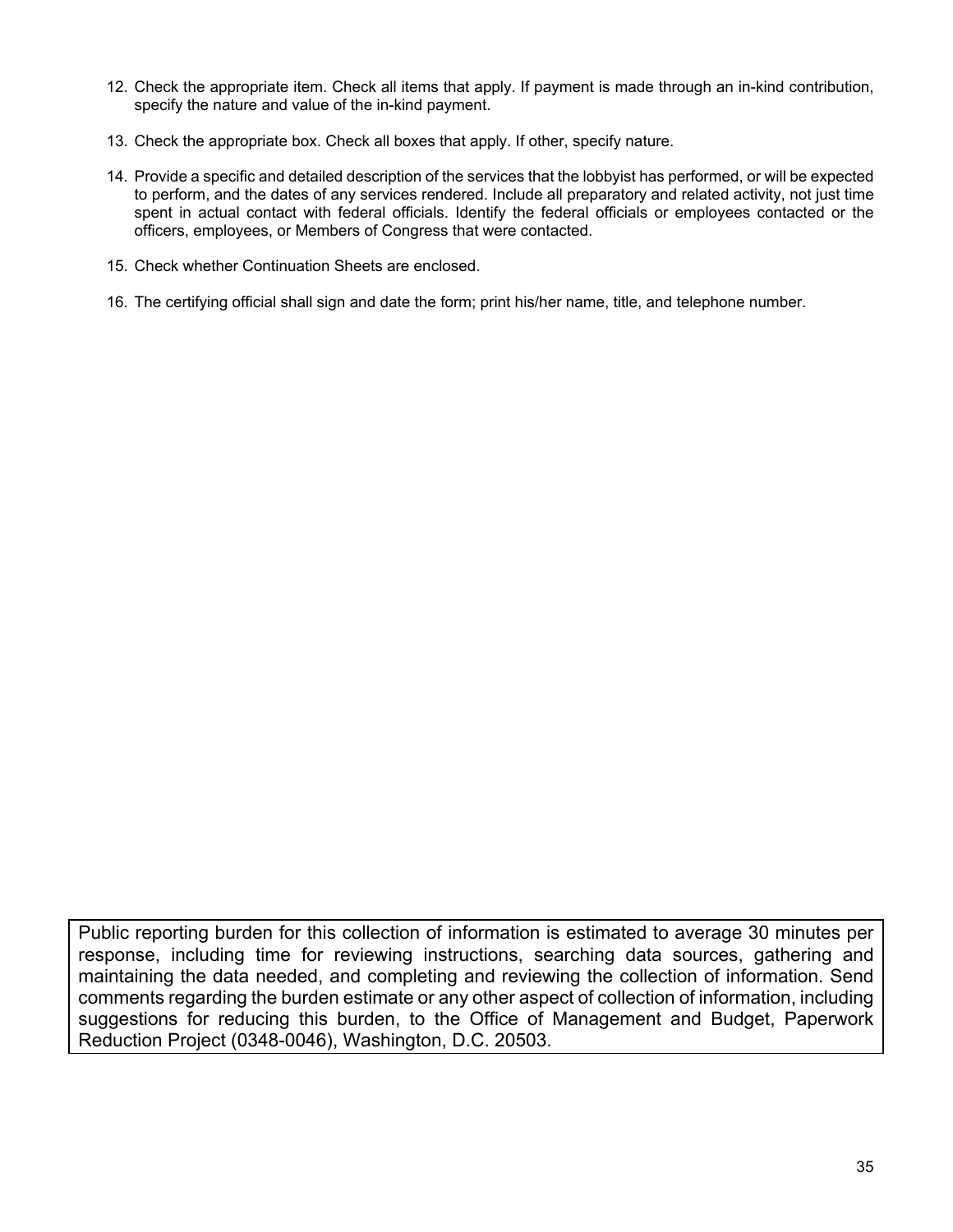12. Check the appropriate item. Check all items that apply. If payment is made through an in-kind contribution, specify the nature and value of the in-kind payment.

13. Check the appropriate box. Check all boxes that apply. If other, specify nature.

14. Provide a specific and detailed description of the services that the lobbyist has performed, or will be expected to perform, and the dates of any services rendered. Include all preparatory and related activity, not just time spent in actual contact with federal officials. Identify the federal officials or employees contacted or the officers, employees, or Members of Congress that were contacted.

15. Check whether Continuation Sheets are enclosed.

16. The certifying official shall sign and date the form; print his/her name, title, and telephone number.

Public reporting burden for this collection of information is estimated to average 30 minutes per response, including time for reviewing instructions, searching data sources, gathering and maintaining the data needed, and completing and reviewing the collection of information. Send comments regarding the burden estimate or any other aspect of collection of information, including suggestions for reducing this burden, to the Office of Management and Budget, Paperwork Reduction Project (0348-0046), Washington, D.C. 20503.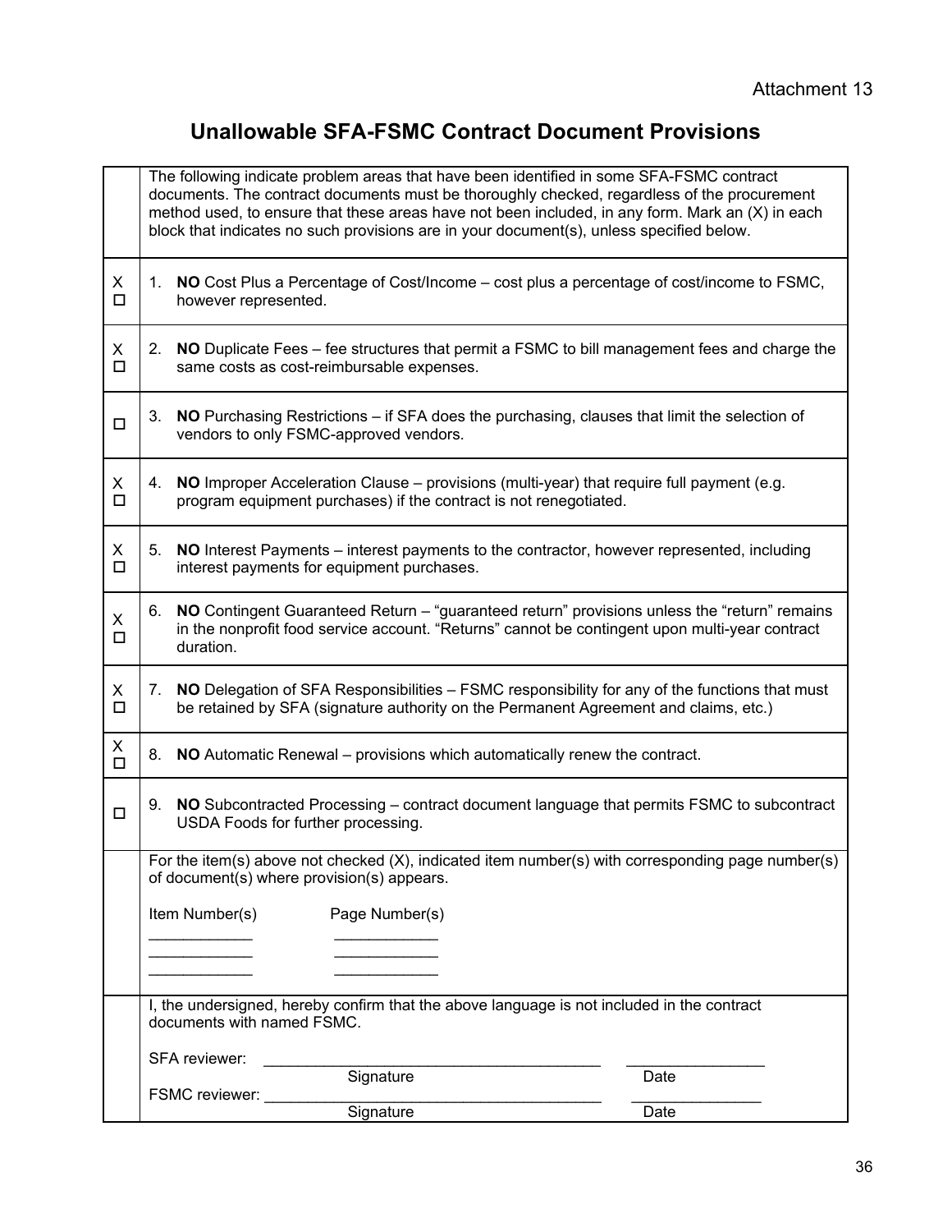Attachment 13

# Unallowable SFA-FSMC Contract Document Provisions

| | |
|---|---|
| | The following indicate problem areas that have been identified in some SFA-FSMC contract documents. The contract documents must be thoroughly checked, regardless of the procurement method used, to ensure that these areas have not been included, in any form. Mark an (X) in each block that indicates no such provisions are in your document(s), unless specified below. |
| X ☐ | 1. **NO** Cost Plus a Percentage of Cost/Income – cost plus a percentage of cost/income to FSMC, however represented. |
| X ☐ | 2. **NO** Duplicate Fees – fee structures that permit a FSMC to bill management fees and charge the same costs as cost-reimbursable expenses. |
| ☐ | 3. **NO** Purchasing Restrictions – if SFA does the purchasing, clauses that limit the selection of vendors to only FSMC-approved vendors. |
| X ☐ | 4. **NO** Improper Acceleration Clause – provisions (multi-year) that require full payment (e.g. program equipment purchases) if the contract is not renegotiated. |
| X ☐ | 5. **NO** Interest Payments – interest payments to the contractor, however represented, including interest payments for equipment purchases. |
| X ☐ | 6. **NO** Contingent Guaranteed Return – "guaranteed return" provisions unless the "return" remains in the nonprofit food service account. "Returns" cannot be contingent upon multi-year contract duration. |
| X ☐ | 7. **NO** Delegation of SFA Responsibilities – FSMC responsibility for any of the functions that must be retained by SFA (signature authority on the Permanent Agreement and claims, etc.) |
| X ☐ | 8. **NO** Automatic Renewal – provisions which automatically renew the contract. |
| ☐ | 9. **NO** Subcontracted Processing – contract document language that permits FSMC to subcontract USDA Foods for further processing. |
| | For the item(s) above not checked (X), indicated item number(s) with corresponding page number(s) of document(s) where provision(s) appears.<br><br>Item Number(s) ____________ Page Number(s) ____________<br>____________ ____________<br>____________ ____________ |
| | I, the undersigned, hereby confirm that the above language is not included in the contract documents with named FSMC.<br><br>SFA reviewer: ________________________________________ ________________<br>Signature Date<br>FSMC reviewer: ________________________________________ ________________<br>Signature Date |